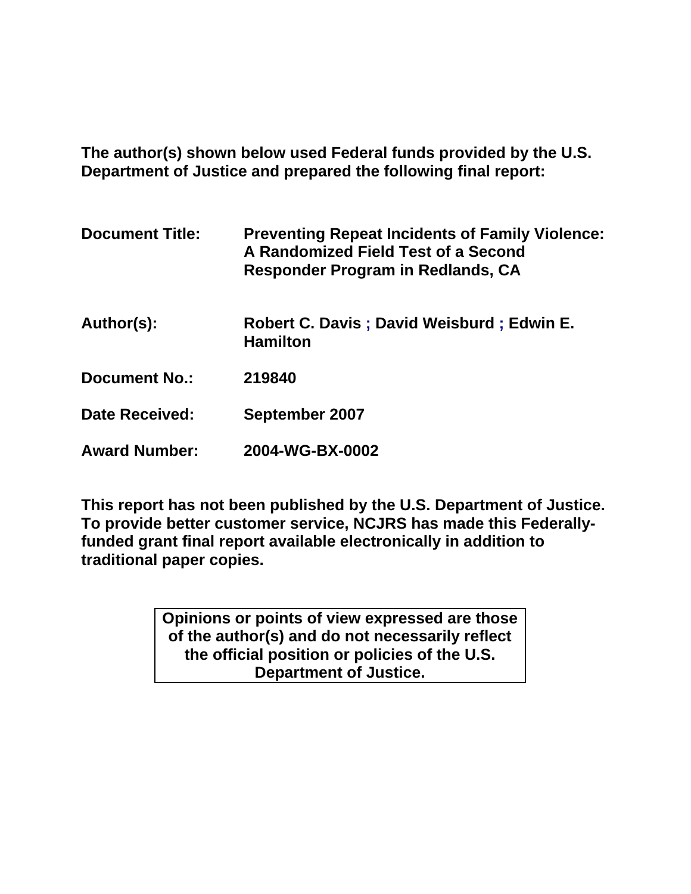**The author(s) shown below used Federal funds provided by the U.S. Department of Justice and prepared the following final report:**

**Document Title:** Preventing Repeat Incidents of Family Violence: A Randomized Field Test of a Second Responder Program in Redlands, CA

**Author(s):** Robert C. Davis ; David Weisburd ; Edwin E. Hamilton

**Document No.:** 219840

**Date Received:** September 2007

**Award Number:** 2004-WG-BX-0002

**This report has not been published by the U.S. Department of Justice. To provide better customer service, NCJRS has made this Federally-funded grant final report available electronically in addition to traditional paper copies.**

**Opinions or points of view expressed are those of the author(s) and do not necessarily reflect the official position or policies of the U.S. Department of Justice.**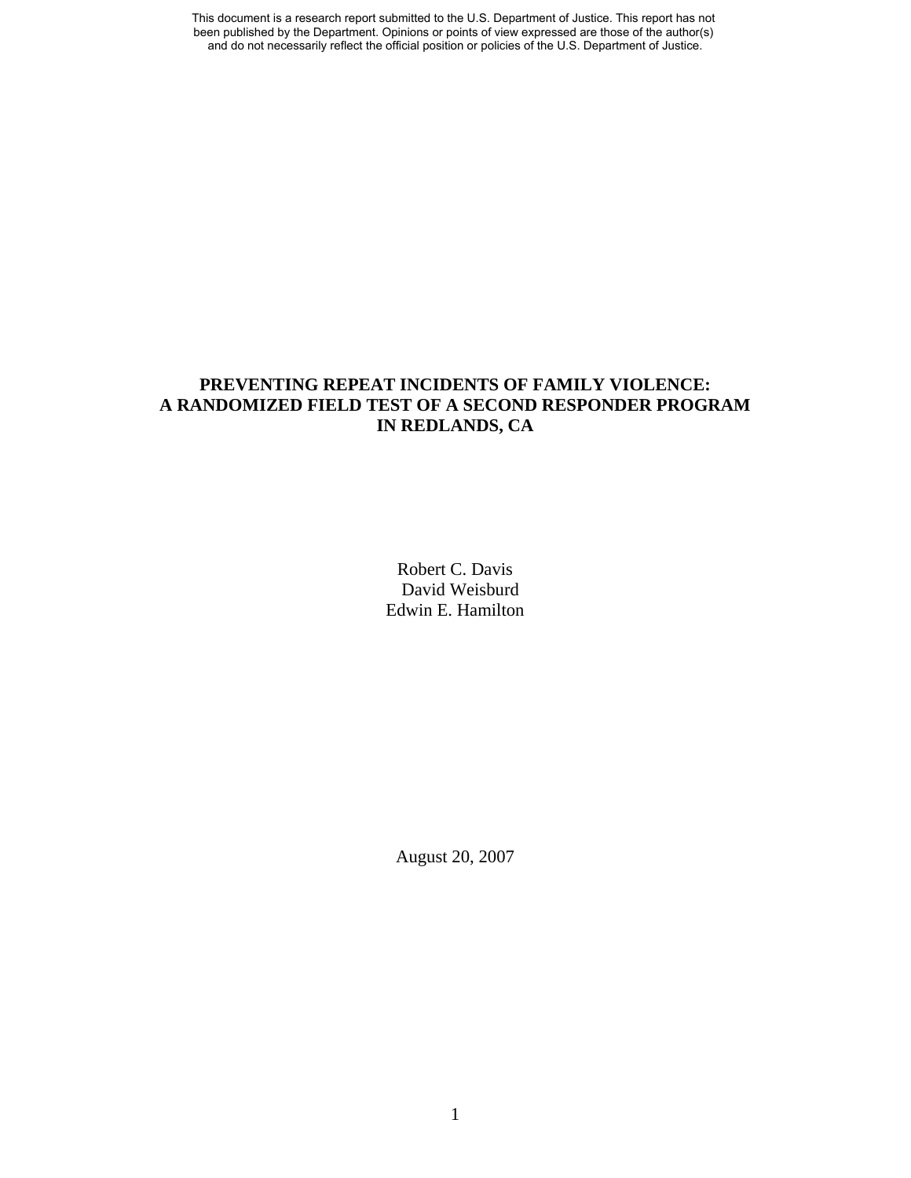This document is a research report submitted to the U.S. Department of Justice. This report has not been published by the Department. Opinions or points of view expressed are those of the author(s) and do not necessarily reflect the official position or policies of the U.S. Department of Justice.

# PREVENTING REPEAT INCIDENTS OF FAMILY VIOLENCE: A RANDOMIZED FIELD TEST OF A SECOND RESPONDER PROGRAM IN REDLANDS, CA

Robert C. Davis
David Weisburd
Edwin E. Hamilton

August 20, 2007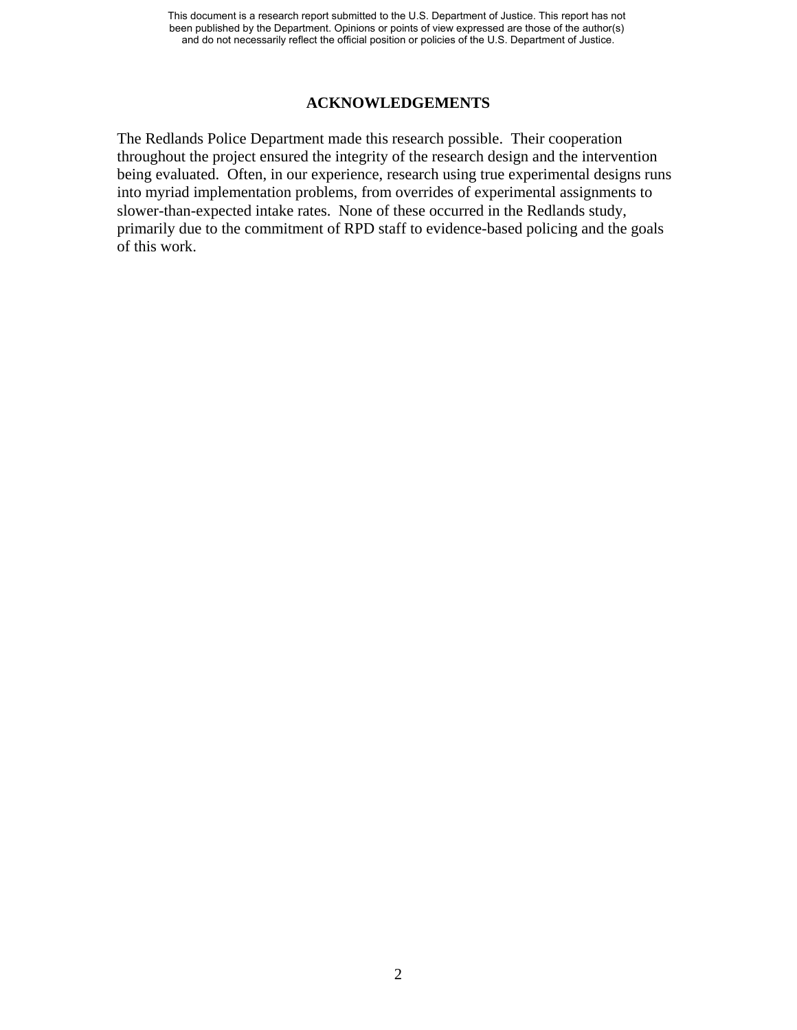## ACKNOWLEDGEMENTS

The Redlands Police Department made this research possible. Their cooperation throughout the project ensured the integrity of the research design and the intervention being evaluated. Often, in our experience, research using true experimental designs runs into myriad implementation problems, from overrides of experimental assignments to slower-than-expected intake rates. None of these occurred in the Redlands study, primarily due to the commitment of RPD staff to evidence-based policing and the goals of this work.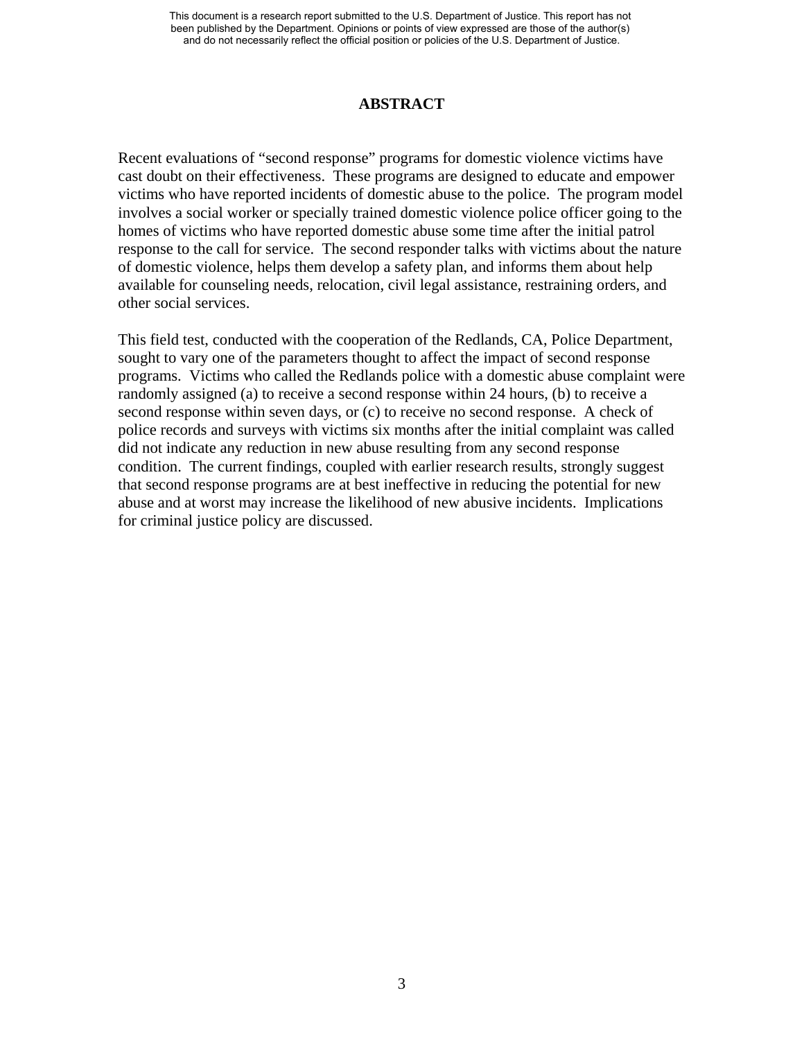# ABSTRACT

Recent evaluations of "second response" programs for domestic violence victims have cast doubt on their effectiveness. These programs are designed to educate and empower victims who have reported incidents of domestic abuse to the police. The program model involves a social worker or specially trained domestic violence police officer going to the homes of victims who have reported domestic abuse some time after the initial patrol response to the call for service. The second responder talks with victims about the nature of domestic violence, helps them develop a safety plan, and informs them about help available for counseling needs, relocation, civil legal assistance, restraining orders, and other social services.

This field test, conducted with the cooperation of the Redlands, CA, Police Department, sought to vary one of the parameters thought to affect the impact of second response programs. Victims who called the Redlands police with a domestic abuse complaint were randomly assigned (a) to receive a second response within 24 hours, (b) to receive a second response within seven days, or (c) to receive no second response. A check of police records and surveys with victims six months after the initial complaint was called did not indicate any reduction in new abuse resulting from any second response condition. The current findings, coupled with earlier research results, strongly suggest that second response programs are at best ineffective in reducing the potential for new abuse and at worst may increase the likelihood of new abusive incidents. Implications for criminal justice policy are discussed.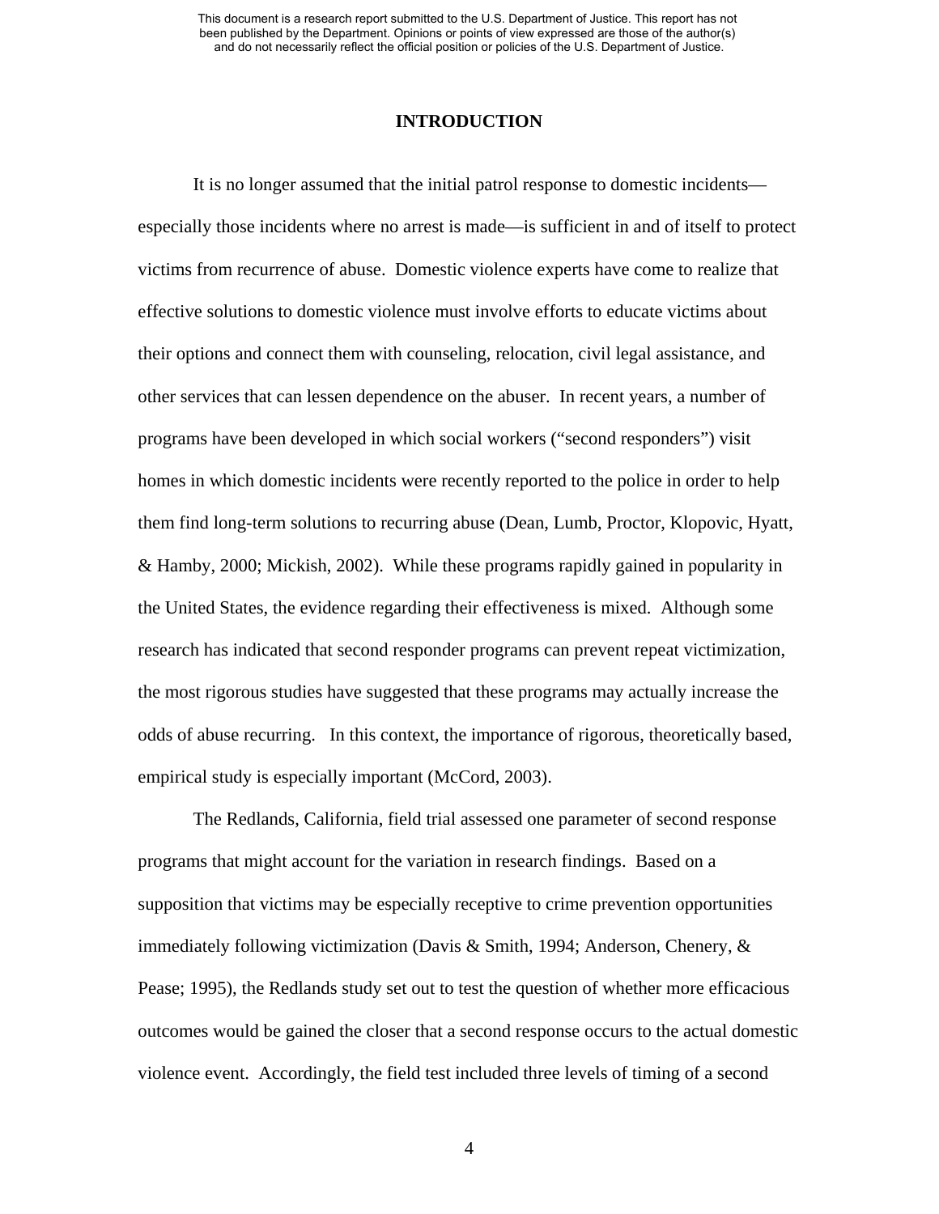# INTRODUCTION

It is no longer assumed that the initial patrol response to domestic incidents—especially those incidents where no arrest is made—is sufficient in and of itself to protect victims from recurrence of abuse. Domestic violence experts have come to realize that effective solutions to domestic violence must involve efforts to educate victims about their options and connect them with counseling, relocation, civil legal assistance, and other services that can lessen dependence on the abuser. In recent years, a number of programs have been developed in which social workers ("second responders") visit homes in which domestic incidents were recently reported to the police in order to help them find long-term solutions to recurring abuse (Dean, Lumb, Proctor, Klopovic, Hyatt, & Hamby, 2000; Mickish, 2002). While these programs rapidly gained in popularity in the United States, the evidence regarding their effectiveness is mixed. Although some research has indicated that second responder programs can prevent repeat victimization, the most rigorous studies have suggested that these programs may actually increase the odds of abuse recurring. In this context, the importance of rigorous, theoretically based, empirical study is especially important (McCord, 2003).

The Redlands, California, field trial assessed one parameter of second response programs that might account for the variation in research findings. Based on a supposition that victims may be especially receptive to crime prevention opportunities immediately following victimization (Davis & Smith, 1994; Anderson, Chenery, & Pease; 1995), the Redlands study set out to test the question of whether more efficacious outcomes would be gained the closer that a second response occurs to the actual domestic violence event. Accordingly, the field test included three levels of timing of a second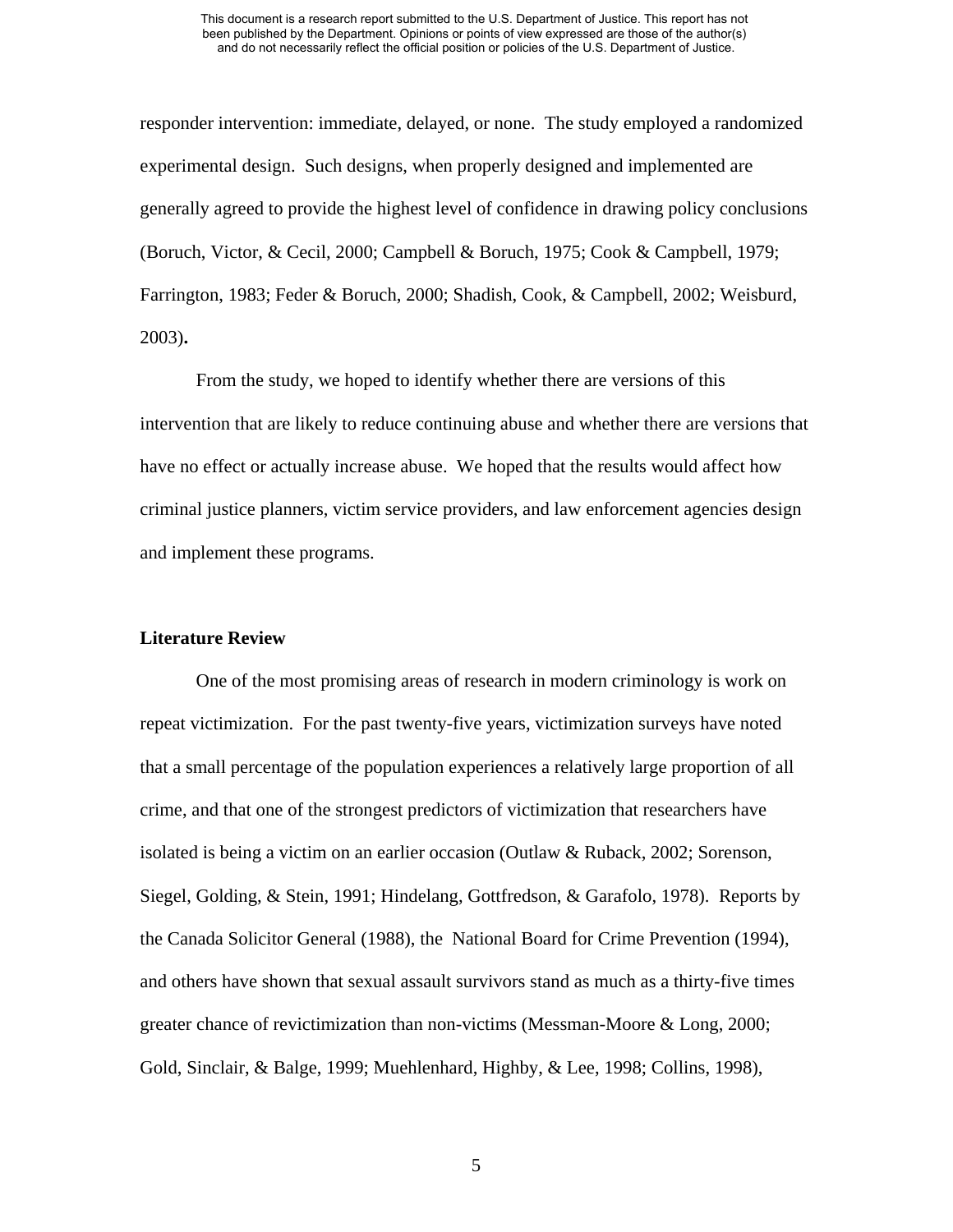responder intervention: immediate, delayed, or none. The study employed a randomized experimental design. Such designs, when properly designed and implemented are generally agreed to provide the highest level of confidence in drawing policy conclusions (Boruch, Victor, & Cecil, 2000; Campbell & Boruch, 1975; Cook & Campbell, 1979; Farrington, 1983; Feder & Boruch, 2000; Shadish, Cook, & Campbell, 2002; Weisburd, 2003)**.**

From the study, we hoped to identify whether there are versions of this intervention that are likely to reduce continuing abuse and whether there are versions that have no effect or actually increase abuse. We hoped that the results would affect how criminal justice planners, victim service providers, and law enforcement agencies design and implement these programs.

**Literature Review**

One of the most promising areas of research in modern criminology is work on repeat victimization. For the past twenty-five years, victimization surveys have noted that a small percentage of the population experiences a relatively large proportion of all crime, and that one of the strongest predictors of victimization that researchers have isolated is being a victim on an earlier occasion (Outlaw & Ruback, 2002; Sorenson, Siegel, Golding, & Stein, 1991; Hindelang, Gottfredson, & Garafolo, 1978). Reports by the Canada Solicitor General (1988), the National Board for Crime Prevention (1994), and others have shown that sexual assault survivors stand as much as a thirty-five times greater chance of revictimization than non-victims (Messman-Moore & Long, 2000; Gold, Sinclair, & Balge, 1999; Muehlenhard, Highby, & Lee, 1998; Collins, 1998),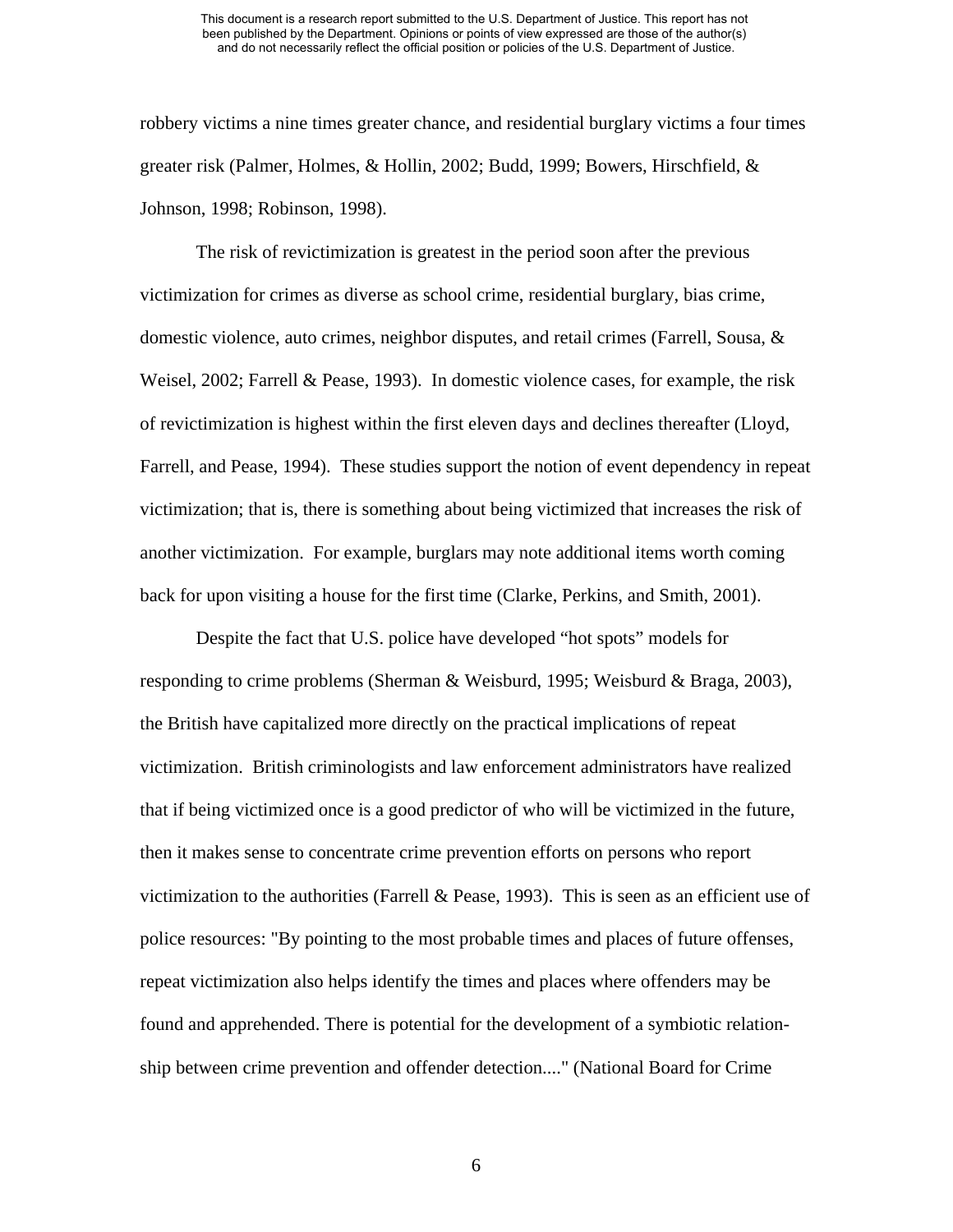robbery victims a nine times greater chance, and residential burglary victims a four times greater risk (Palmer, Holmes, & Hollin, 2002; Budd, 1999; Bowers, Hirschfield, & Johnson, 1998; Robinson, 1998).

The risk of revictimization is greatest in the period soon after the previous victimization for crimes as diverse as school crime, residential burglary, bias crime, domestic violence, auto crimes, neighbor disputes, and retail crimes (Farrell, Sousa, & Weisel, 2002; Farrell & Pease, 1993). In domestic violence cases, for example, the risk of revictimization is highest within the first eleven days and declines thereafter (Lloyd, Farrell, and Pease, 1994). These studies support the notion of event dependency in repeat victimization; that is, there is something about being victimized that increases the risk of another victimization. For example, burglars may note additional items worth coming back for upon visiting a house for the first time (Clarke, Perkins, and Smith, 2001).

Despite the fact that U.S. police have developed "hot spots" models for responding to crime problems (Sherman & Weisburd, 1995; Weisburd & Braga, 2003), the British have capitalized more directly on the practical implications of repeat victimization. British criminologists and law enforcement administrators have realized that if being victimized once is a good predictor of who will be victimized in the future, then it makes sense to concentrate crime prevention efforts on persons who report victimization to the authorities (Farrell & Pease, 1993). This is seen as an efficient use of police resources: "By pointing to the most probable times and places of future offenses, repeat victimization also helps identify the times and places where offenders may be found and apprehended. There is potential for the development of a symbiotic relationship between crime prevention and offender detection...." (National Board for Crime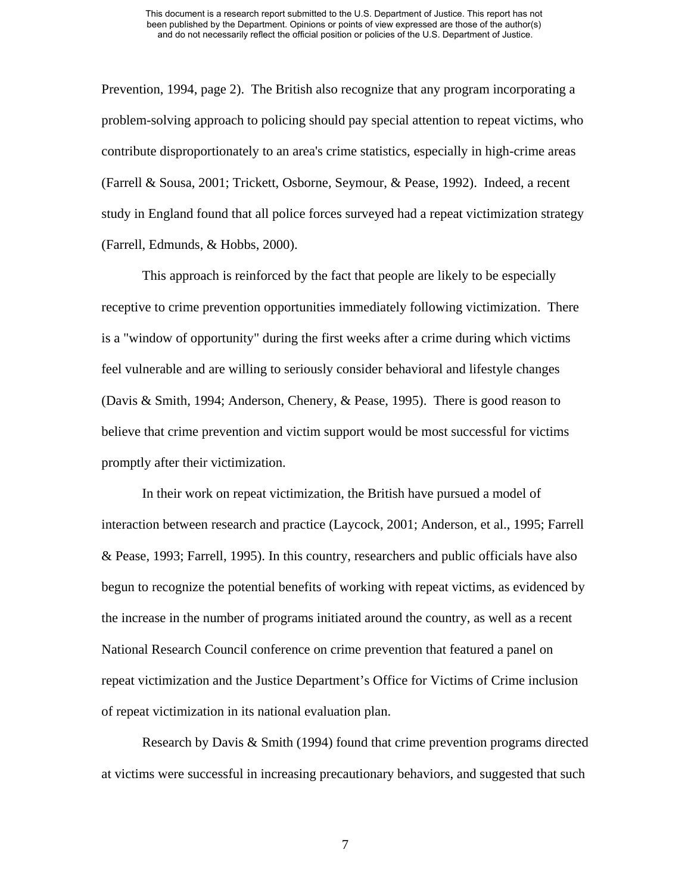Prevention, 1994, page 2). The British also recognize that any program incorporating a problem-solving approach to policing should pay special attention to repeat victims, who contribute disproportionately to an area's crime statistics, especially in high-crime areas (Farrell & Sousa, 2001; Trickett, Osborne, Seymour, & Pease, 1992). Indeed, a recent study in England found that all police forces surveyed had a repeat victimization strategy (Farrell, Edmunds, & Hobbs, 2000).

This approach is reinforced by the fact that people are likely to be especially receptive to crime prevention opportunities immediately following victimization. There is a "window of opportunity" during the first weeks after a crime during which victims feel vulnerable and are willing to seriously consider behavioral and lifestyle changes (Davis & Smith, 1994; Anderson, Chenery, & Pease, 1995). There is good reason to believe that crime prevention and victim support would be most successful for victims promptly after their victimization.

In their work on repeat victimization, the British have pursued a model of interaction between research and practice (Laycock, 2001; Anderson, et al., 1995; Farrell & Pease, 1993; Farrell, 1995). In this country, researchers and public officials have also begun to recognize the potential benefits of working with repeat victims, as evidenced by the increase in the number of programs initiated around the country, as well as a recent National Research Council conference on crime prevention that featured a panel on repeat victimization and the Justice Department's Office for Victims of Crime inclusion of repeat victimization in its national evaluation plan.

Research by Davis & Smith (1994) found that crime prevention programs directed at victims were successful in increasing precautionary behaviors, and suggested that such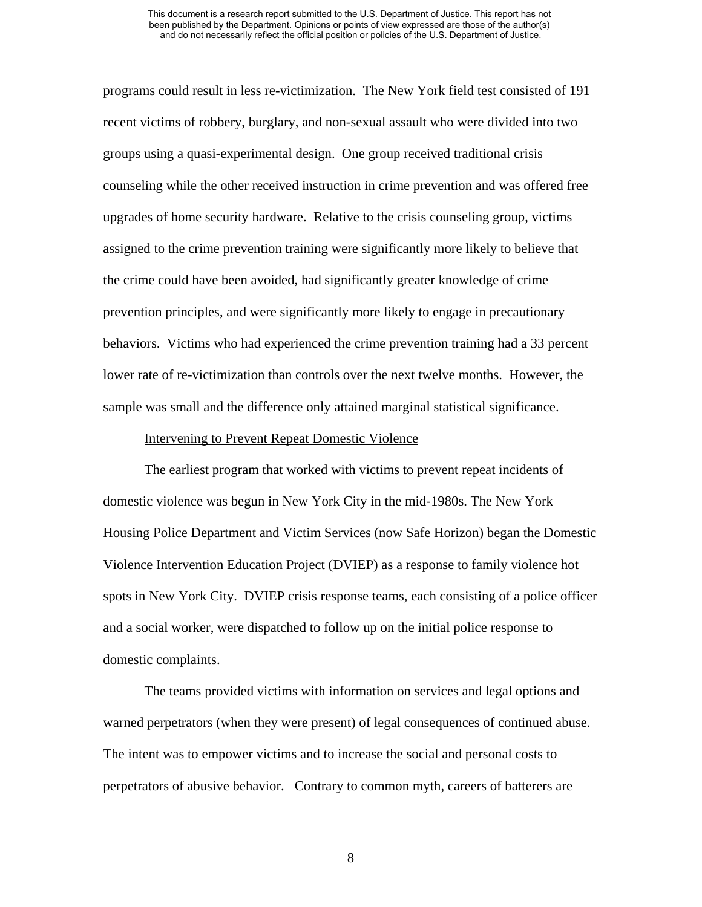programs could result in less re-victimization. The New York field test consisted of 191 recent victims of robbery, burglary, and non-sexual assault who were divided into two groups using a quasi-experimental design. One group received traditional crisis counseling while the other received instruction in crime prevention and was offered free upgrades of home security hardware. Relative to the crisis counseling group, victims assigned to the crime prevention training were significantly more likely to believe that the crime could have been avoided, had significantly greater knowledge of crime prevention principles, and were significantly more likely to engage in precautionary behaviors. Victims who had experienced the crime prevention training had a 33 percent lower rate of re-victimization than controls over the next twelve months. However, the sample was small and the difference only attained marginal statistical significance.

Intervening to Prevent Repeat Domestic Violence

The earliest program that worked with victims to prevent repeat incidents of domestic violence was begun in New York City in the mid-1980s. The New York Housing Police Department and Victim Services (now Safe Horizon) began the Domestic Violence Intervention Education Project (DVIEP) as a response to family violence hot spots in New York City. DVIEP crisis response teams, each consisting of a police officer and a social worker, were dispatched to follow up on the initial police response to domestic complaints.

The teams provided victims with information on services and legal options and warned perpetrators (when they were present) of legal consequences of continued abuse. The intent was to empower victims and to increase the social and personal costs to perpetrators of abusive behavior. Contrary to common myth, careers of batterers are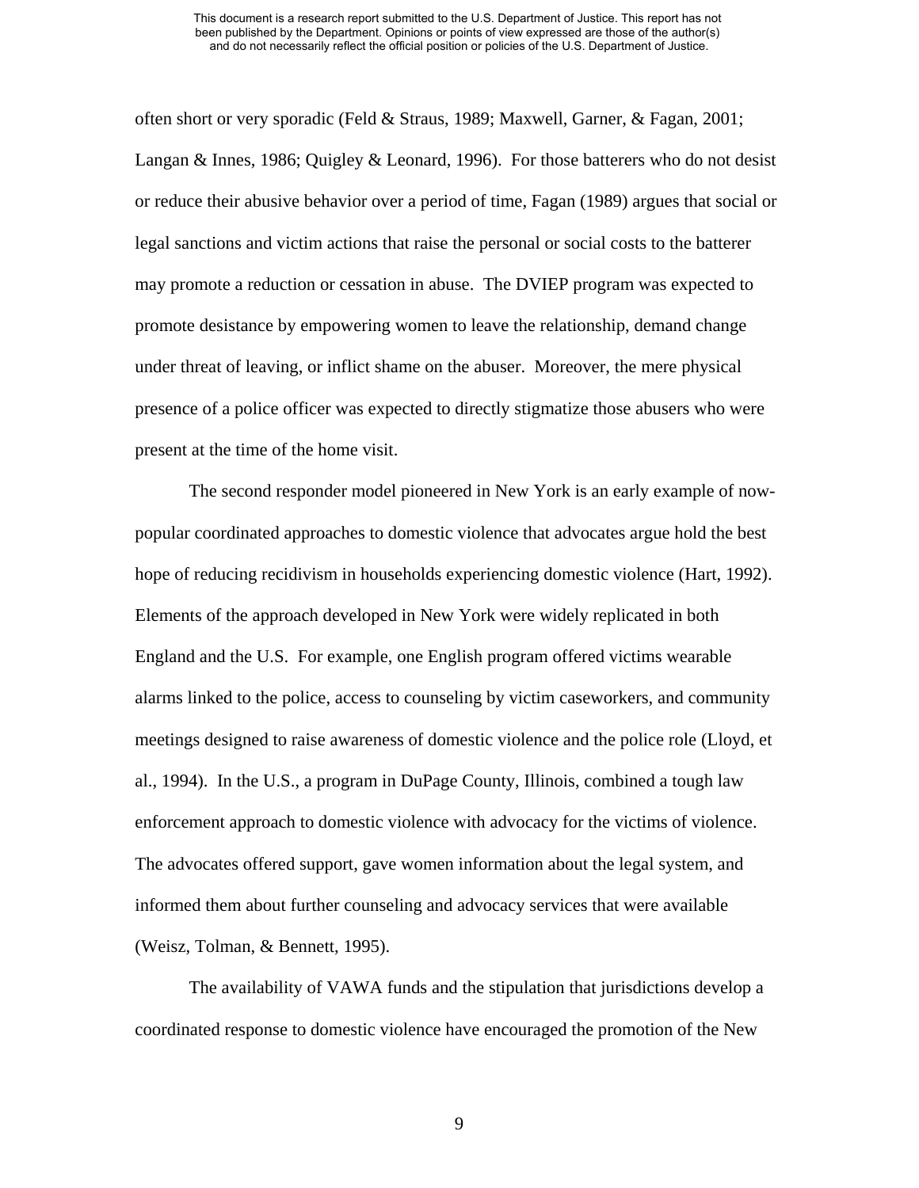often short or very sporadic (Feld & Straus, 1989; Maxwell, Garner, & Fagan, 2001; Langan & Innes, 1986; Quigley & Leonard, 1996). For those batterers who do not desist or reduce their abusive behavior over a period of time, Fagan (1989) argues that social or legal sanctions and victim actions that raise the personal or social costs to the batterer may promote a reduction or cessation in abuse. The DVIEP program was expected to promote desistance by empowering women to leave the relationship, demand change under threat of leaving, or inflict shame on the abuser. Moreover, the mere physical presence of a police officer was expected to directly stigmatize those abusers who were present at the time of the home visit.

The second responder model pioneered in New York is an early example of now-popular coordinated approaches to domestic violence that advocates argue hold the best hope of reducing recidivism in households experiencing domestic violence (Hart, 1992). Elements of the approach developed in New York were widely replicated in both England and the U.S. For example, one English program offered victims wearable alarms linked to the police, access to counseling by victim caseworkers, and community meetings designed to raise awareness of domestic violence and the police role (Lloyd, et al., 1994). In the U.S., a program in DuPage County, Illinois, combined a tough law enforcement approach to domestic violence with advocacy for the victims of violence. The advocates offered support, gave women information about the legal system, and informed them about further counseling and advocacy services that were available (Weisz, Tolman, & Bennett, 1995).

The availability of VAWA funds and the stipulation that jurisdictions develop a coordinated response to domestic violence have encouraged the promotion of the New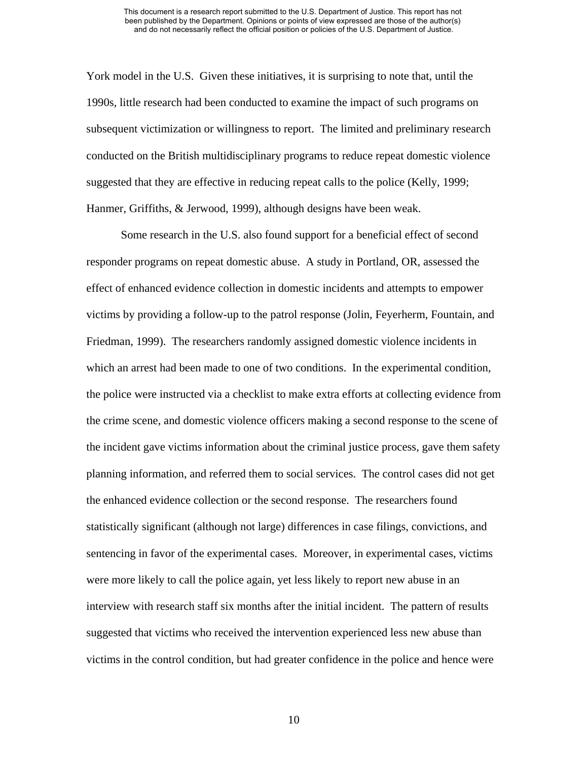York model in the U.S. Given these initiatives, it is surprising to note that, until the 1990s, little research had been conducted to examine the impact of such programs on subsequent victimization or willingness to report. The limited and preliminary research conducted on the British multidisciplinary programs to reduce repeat domestic violence suggested that they are effective in reducing repeat calls to the police (Kelly, 1999; Hanmer, Griffiths, & Jerwood, 1999), although designs have been weak.

Some research in the U.S. also found support for a beneficial effect of second responder programs on repeat domestic abuse. A study in Portland, OR, assessed the effect of enhanced evidence collection in domestic incidents and attempts to empower victims by providing a follow-up to the patrol response (Jolin, Feyerherm, Fountain, and Friedman, 1999). The researchers randomly assigned domestic violence incidents in which an arrest had been made to one of two conditions. In the experimental condition, the police were instructed via a checklist to make extra efforts at collecting evidence from the crime scene, and domestic violence officers making a second response to the scene of the incident gave victims information about the criminal justice process, gave them safety planning information, and referred them to social services. The control cases did not get the enhanced evidence collection or the second response. The researchers found statistically significant (although not large) differences in case filings, convictions, and sentencing in favor of the experimental cases. Moreover, in experimental cases, victims were more likely to call the police again, yet less likely to report new abuse in an interview with research staff six months after the initial incident. The pattern of results suggested that victims who received the intervention experienced less new abuse than victims in the control condition, but had greater confidence in the police and hence were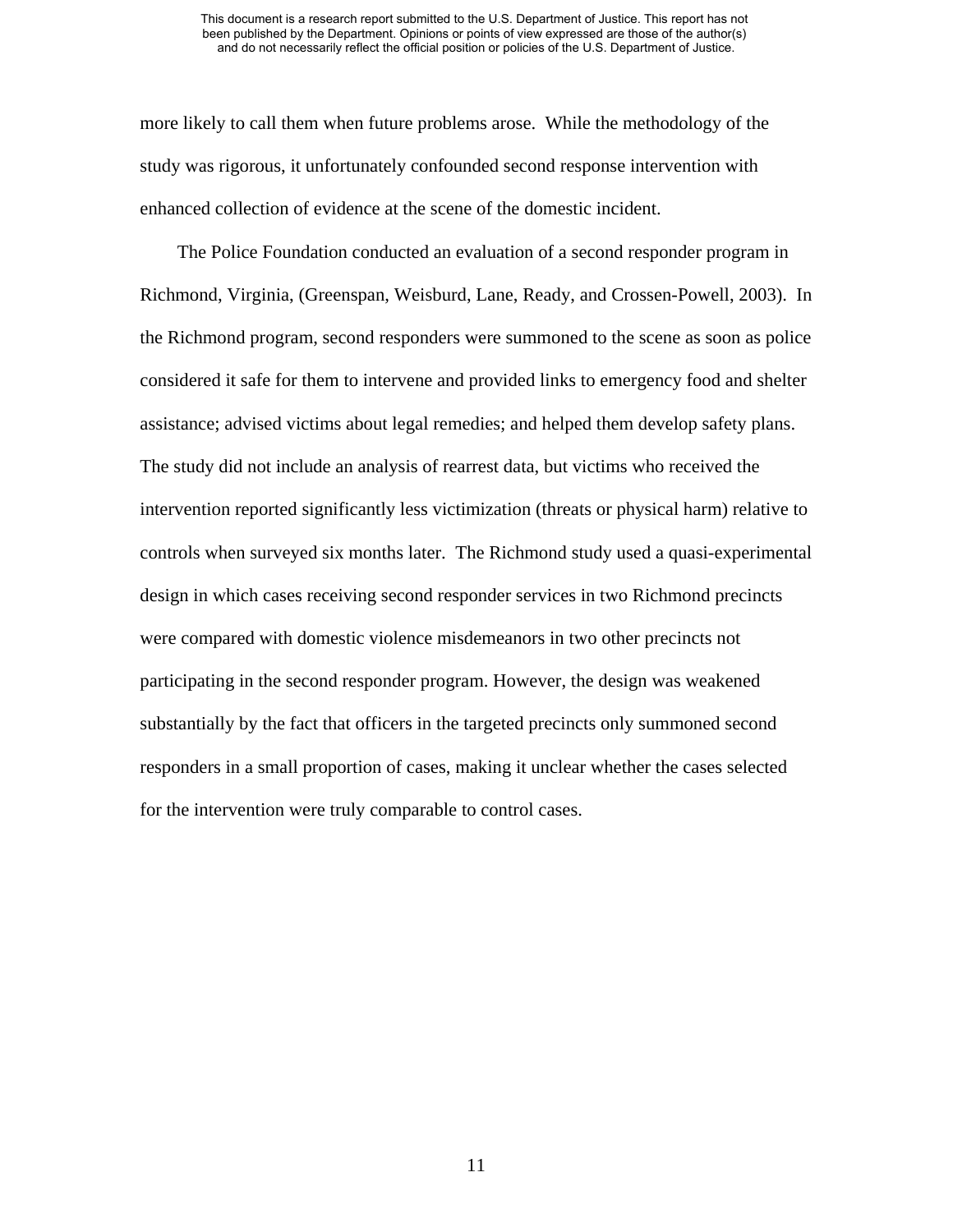more likely to call them when future problems arose. While the methodology of the study was rigorous, it unfortunately confounded second response intervention with enhanced collection of evidence at the scene of the domestic incident.

The Police Foundation conducted an evaluation of a second responder program in Richmond, Virginia, (Greenspan, Weisburd, Lane, Ready, and Crossen-Powell, 2003). In the Richmond program, second responders were summoned to the scene as soon as police considered it safe for them to intervene and provided links to emergency food and shelter assistance; advised victims about legal remedies; and helped them develop safety plans. The study did not include an analysis of rearrest data, but victims who received the intervention reported significantly less victimization (threats or physical harm) relative to controls when surveyed six months later. The Richmond study used a quasi-experimental design in which cases receiving second responder services in two Richmond precincts were compared with domestic violence misdemeanors in two other precincts not participating in the second responder program. However, the design was weakened substantially by the fact that officers in the targeted precincts only summoned second responders in a small proportion of cases, making it unclear whether the cases selected for the intervention were truly comparable to control cases.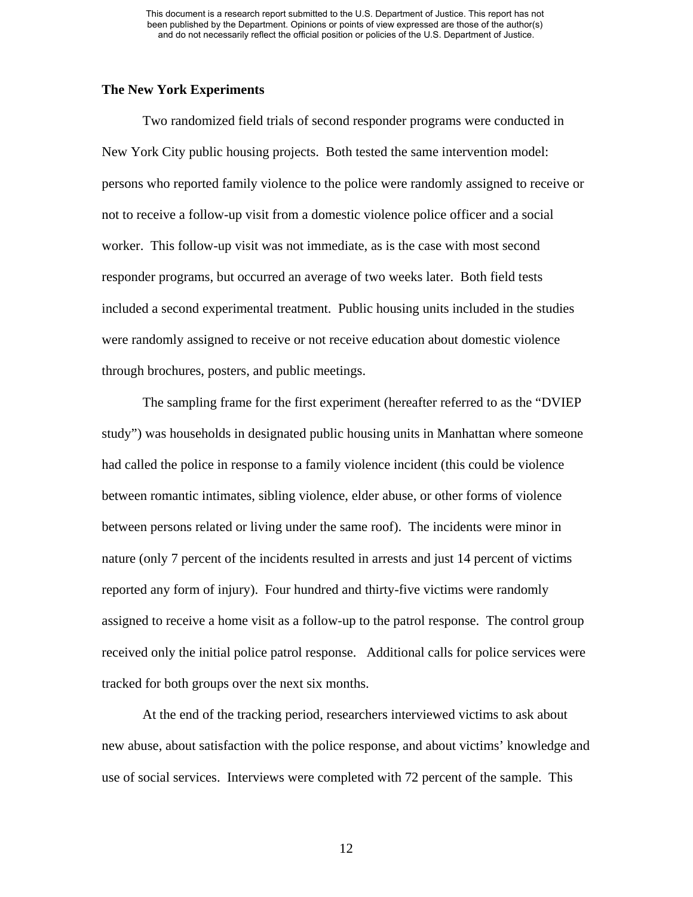## The New York Experiments

Two randomized field trials of second responder programs were conducted in New York City public housing projects. Both tested the same intervention model: persons who reported family violence to the police were randomly assigned to receive or not to receive a follow-up visit from a domestic violence police officer and a social worker. This follow-up visit was not immediate, as is the case with most second responder programs, but occurred an average of two weeks later. Both field tests included a second experimental treatment. Public housing units included in the studies were randomly assigned to receive or not receive education about domestic violence through brochures, posters, and public meetings.

The sampling frame for the first experiment (hereafter referred to as the "DVIEP study") was households in designated public housing units in Manhattan where someone had called the police in response to a family violence incident (this could be violence between romantic intimates, sibling violence, elder abuse, or other forms of violence between persons related or living under the same roof). The incidents were minor in nature (only 7 percent of the incidents resulted in arrests and just 14 percent of victims reported any form of injury). Four hundred and thirty-five victims were randomly assigned to receive a home visit as a follow-up to the patrol response. The control group received only the initial police patrol response. Additional calls for police services were tracked for both groups over the next six months.

At the end of the tracking period, researchers interviewed victims to ask about new abuse, about satisfaction with the police response, and about victims' knowledge and use of social services. Interviews were completed with 72 percent of the sample. This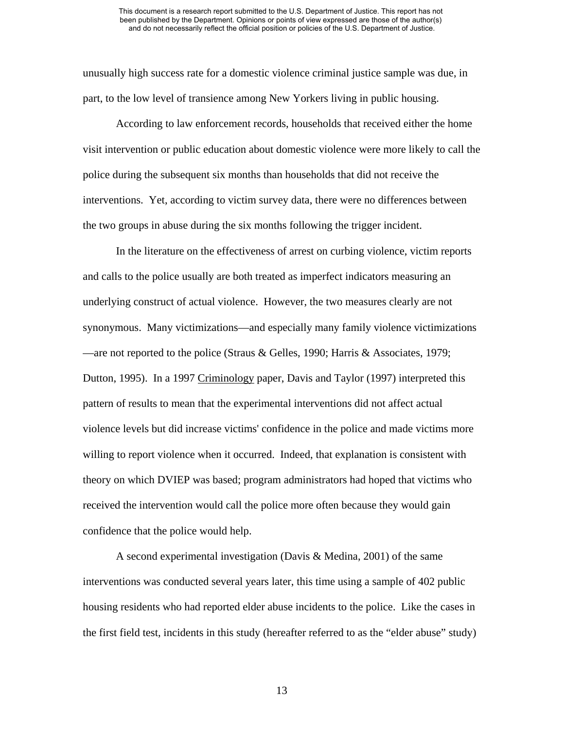unusually high success rate for a domestic violence criminal justice sample was due, in part, to the low level of transience among New Yorkers living in public housing.

According to law enforcement records, households that received either the home visit intervention or public education about domestic violence were more likely to call the police during the subsequent six months than households that did not receive the interventions. Yet, according to victim survey data, there were no differences between the two groups in abuse during the six months following the trigger incident.

In the literature on the effectiveness of arrest on curbing violence, victim reports and calls to the police usually are both treated as imperfect indicators measuring an underlying construct of actual violence. However, the two measures clearly are not synonymous. Many victimizations—and especially many family violence victimizations—are not reported to the police (Straus & Gelles, 1990; Harris & Associates, 1979; Dutton, 1995). In a 1997 Criminology paper, Davis and Taylor (1997) interpreted this pattern of results to mean that the experimental interventions did not affect actual violence levels but did increase victims' confidence in the police and made victims more willing to report violence when it occurred. Indeed, that explanation is consistent with theory on which DVIEP was based; program administrators had hoped that victims who received the intervention would call the police more often because they would gain confidence that the police would help.

A second experimental investigation (Davis & Medina, 2001) of the same interventions was conducted several years later, this time using a sample of 402 public housing residents who had reported elder abuse incidents to the police. Like the cases in the first field test, incidents in this study (hereafter referred to as the "elder abuse" study)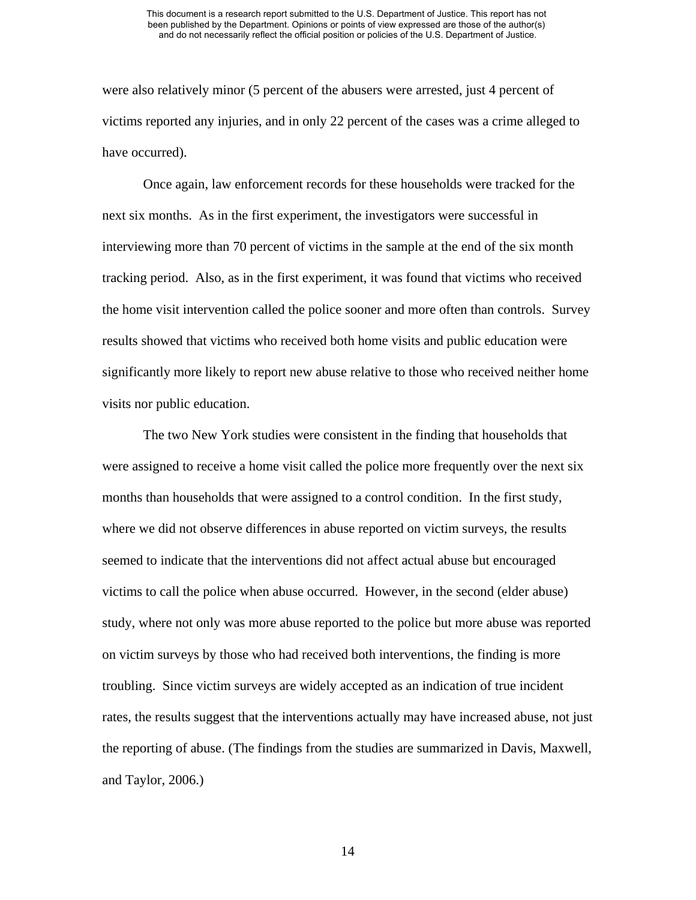were also relatively minor (5 percent of the abusers were arrested, just 4 percent of victims reported any injuries, and in only 22 percent of the cases was a crime alleged to have occurred).

Once again, law enforcement records for these households were tracked for the next six months. As in the first experiment, the investigators were successful in interviewing more than 70 percent of victims in the sample at the end of the six month tracking period. Also, as in the first experiment, it was found that victims who received the home visit intervention called the police sooner and more often than controls. Survey results showed that victims who received both home visits and public education were significantly more likely to report new abuse relative to those who received neither home visits nor public education.

The two New York studies were consistent in the finding that households that were assigned to receive a home visit called the police more frequently over the next six months than households that were assigned to a control condition. In the first study, where we did not observe differences in abuse reported on victim surveys, the results seemed to indicate that the interventions did not affect actual abuse but encouraged victims to call the police when abuse occurred. However, in the second (elder abuse) study, where not only was more abuse reported to the police but more abuse was reported on victim surveys by those who had received both interventions, the finding is more troubling. Since victim surveys are widely accepted as an indication of true incident rates, the results suggest that the interventions actually may have increased abuse, not just the reporting of abuse. (The findings from the studies are summarized in Davis, Maxwell, and Taylor, 2006.)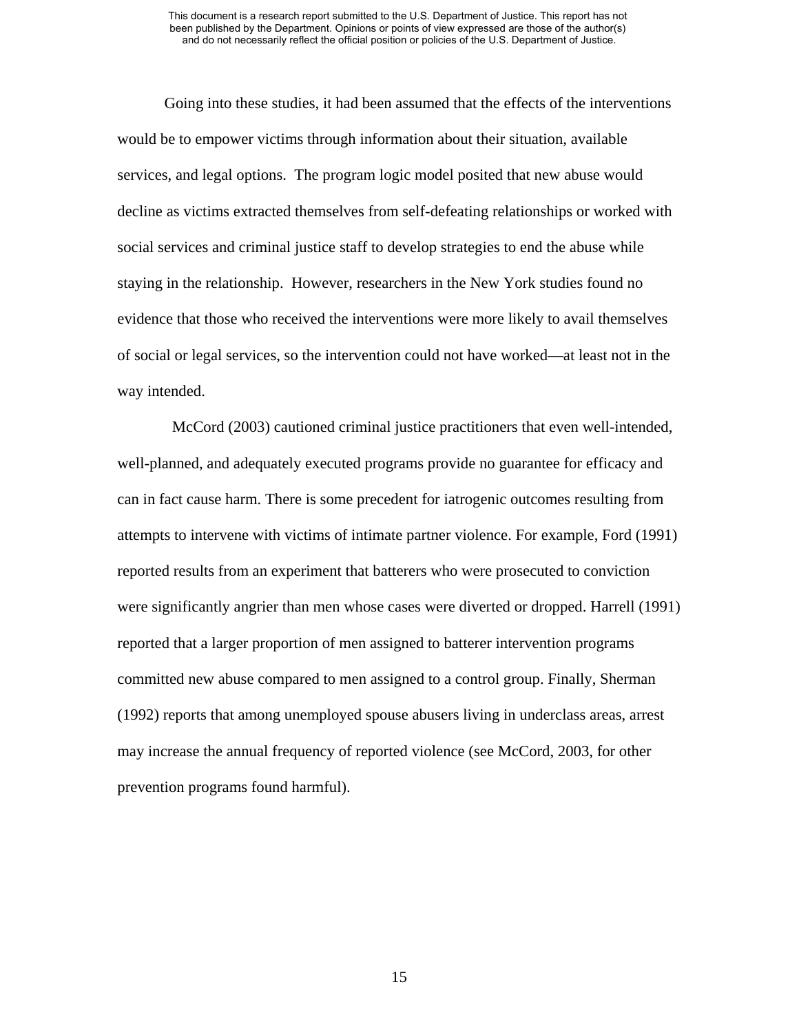Going into these studies, it had been assumed that the effects of the interventions would be to empower victims through information about their situation, available services, and legal options. The program logic model posited that new abuse would decline as victims extracted themselves from self-defeating relationships or worked with social services and criminal justice staff to develop strategies to end the abuse while staying in the relationship. However, researchers in the New York studies found no evidence that those who received the interventions were more likely to avail themselves of social or legal services, so the intervention could not have worked—at least not in the way intended.

McCord (2003) cautioned criminal justice practitioners that even well-intended, well-planned, and adequately executed programs provide no guarantee for efficacy and can in fact cause harm. There is some precedent for iatrogenic outcomes resulting from attempts to intervene with victims of intimate partner violence. For example, Ford (1991) reported results from an experiment that batterers who were prosecuted to conviction were significantly angrier than men whose cases were diverted or dropped. Harrell (1991) reported that a larger proportion of men assigned to batterer intervention programs committed new abuse compared to men assigned to a control group. Finally, Sherman (1992) reports that among unemployed spouse abusers living in underclass areas, arrest may increase the annual frequency of reported violence (see McCord, 2003, for other prevention programs found harmful).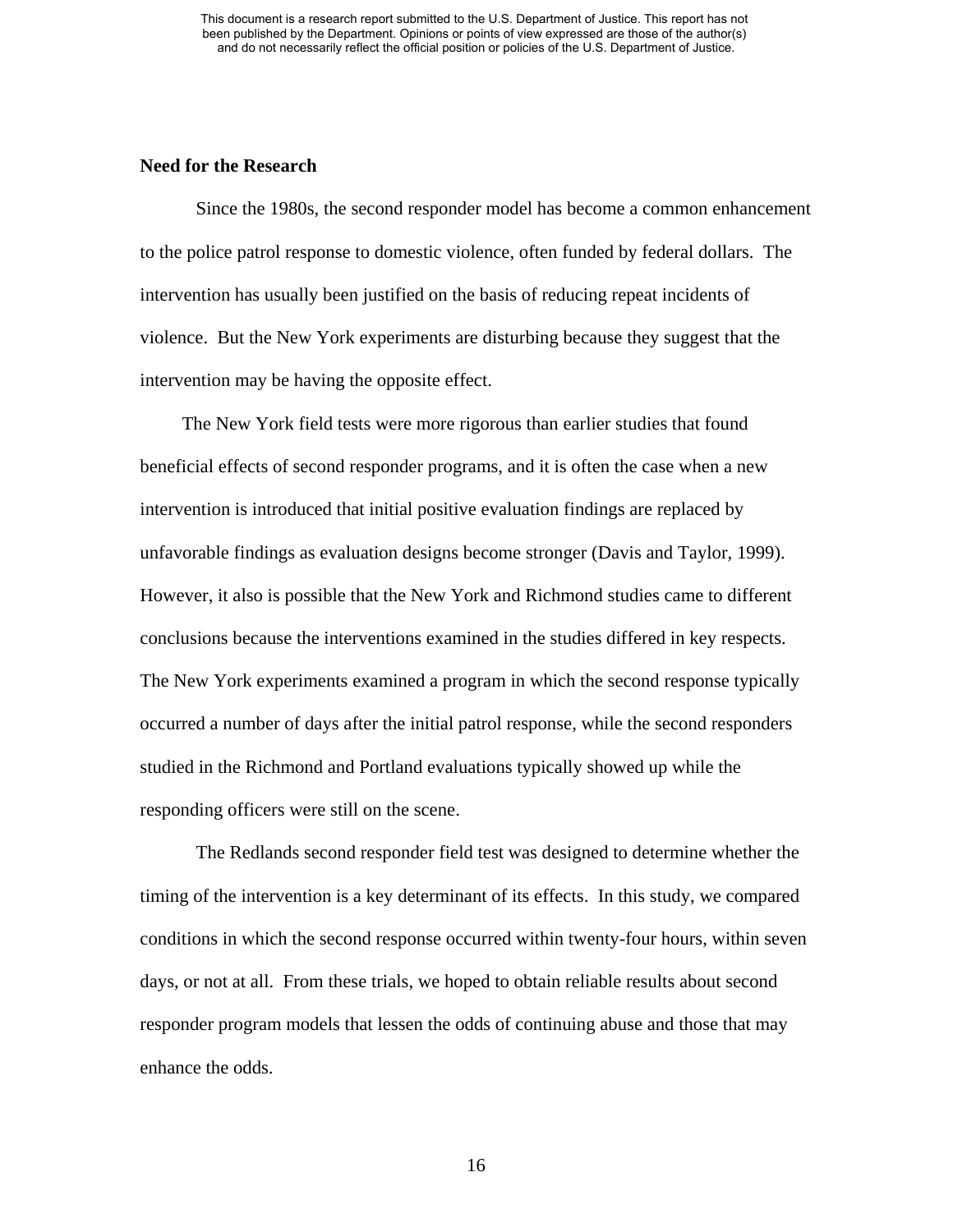**Need for the Research**

Since the 1980s, the second responder model has become a common enhancement to the police patrol response to domestic violence, often funded by federal dollars. The intervention has usually been justified on the basis of reducing repeat incidents of violence. But the New York experiments are disturbing because they suggest that the intervention may be having the opposite effect.

The New York field tests were more rigorous than earlier studies that found beneficial effects of second responder programs, and it is often the case when a new intervention is introduced that initial positive evaluation findings are replaced by unfavorable findings as evaluation designs become stronger (Davis and Taylor, 1999). However, it also is possible that the New York and Richmond studies came to different conclusions because the interventions examined in the studies differed in key respects. The New York experiments examined a program in which the second response typically occurred a number of days after the initial patrol response, while the second responders studied in the Richmond and Portland evaluations typically showed up while the responding officers were still on the scene.

The Redlands second responder field test was designed to determine whether the timing of the intervention is a key determinant of its effects. In this study, we compared conditions in which the second response occurred within twenty-four hours, within seven days, or not at all. From these trials, we hoped to obtain reliable results about second responder program models that lessen the odds of continuing abuse and those that may enhance the odds.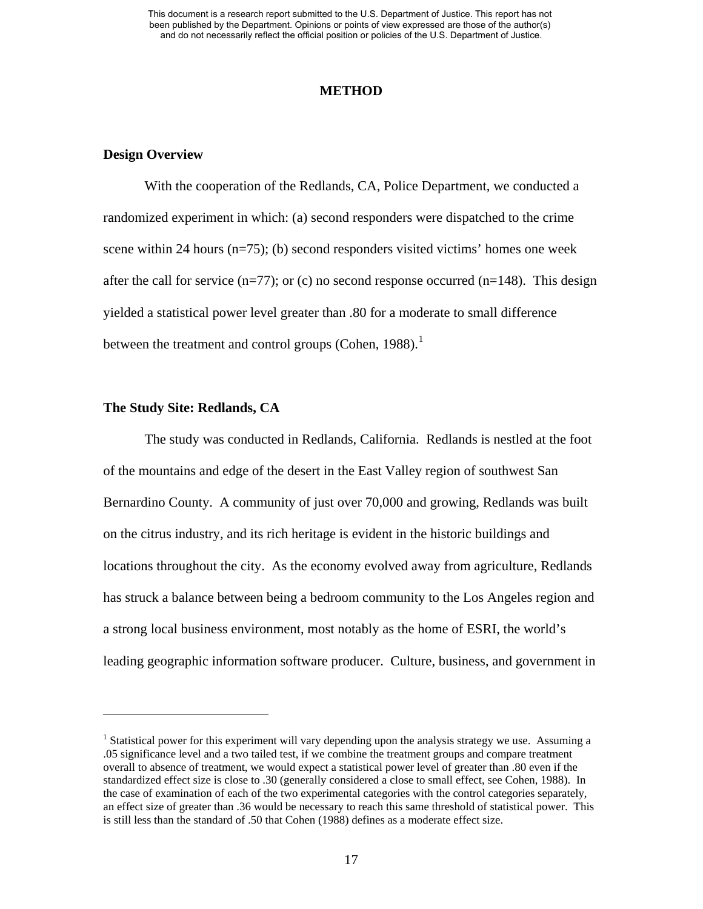# METHOD

## Design Overview

With the cooperation of the Redlands, CA, Police Department, we conducted a randomized experiment in which: (a) second responders were dispatched to the crime scene within 24 hours (n=75); (b) second responders visited victims' homes one week after the call for service (n=77); or (c) no second response occurred (n=148). This design yielded a statistical power level greater than .80 for a moderate to small difference between the treatment and control groups (Cohen, 1988).[1]

## The Study Site: Redlands, CA

The study was conducted in Redlands, California. Redlands is nestled at the foot of the mountains and edge of the desert in the East Valley region of southwest San Bernardino County. A community of just over 70,000 and growing, Redlands was built on the citrus industry, and its rich heritage is evident in the historic buildings and locations throughout the city. As the economy evolved away from agriculture, Redlands has struck a balance between being a bedroom community to the Los Angeles region and a strong local business environment, most notably as the home of ESRI, the world's leading geographic information software producer. Culture, business, and government in

---

[1] Statistical power for this experiment will vary depending upon the analysis strategy we use. Assuming a .05 significance level and a two tailed test, if we combine the treatment groups and compare treatment overall to absence of treatment, we would expect a statistical power level of greater than .80 even if the standardized effect size is close to .30 (generally considered a close to small effect, see Cohen, 1988). In the case of examination of each of the two experimental categories with the control categories separately, an effect size of greater than .36 would be necessary to reach this same threshold of statistical power. This is still less than the standard of .50 that Cohen (1988) defines as a moderate effect size.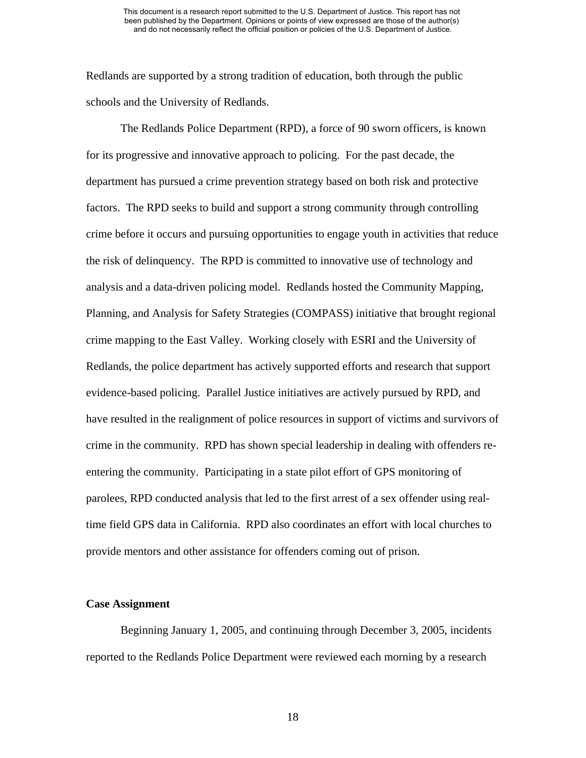Redlands are supported by a strong tradition of education, both through the public schools and the University of Redlands.

The Redlands Police Department (RPD), a force of 90 sworn officers, is known for its progressive and innovative approach to policing. For the past decade, the department has pursued a crime prevention strategy based on both risk and protective factors. The RPD seeks to build and support a strong community through controlling crime before it occurs and pursuing opportunities to engage youth in activities that reduce the risk of delinquency. The RPD is committed to innovative use of technology and analysis and a data-driven policing model. Redlands hosted the Community Mapping, Planning, and Analysis for Safety Strategies (COMPASS) initiative that brought regional crime mapping to the East Valley. Working closely with ESRI and the University of Redlands, the police department has actively supported efforts and research that support evidence-based policing. Parallel Justice initiatives are actively pursued by RPD, and have resulted in the realignment of police resources in support of victims and survivors of crime in the community. RPD has shown special leadership in dealing with offenders re-entering the community. Participating in a state pilot effort of GPS monitoring of parolees, RPD conducted analysis that led to the first arrest of a sex offender using real-time field GPS data in California. RPD also coordinates an effort with local churches to provide mentors and other assistance for offenders coming out of prison.

## Case Assignment

Beginning January 1, 2005, and continuing through December 3, 2005, incidents reported to the Redlands Police Department were reviewed each morning by a research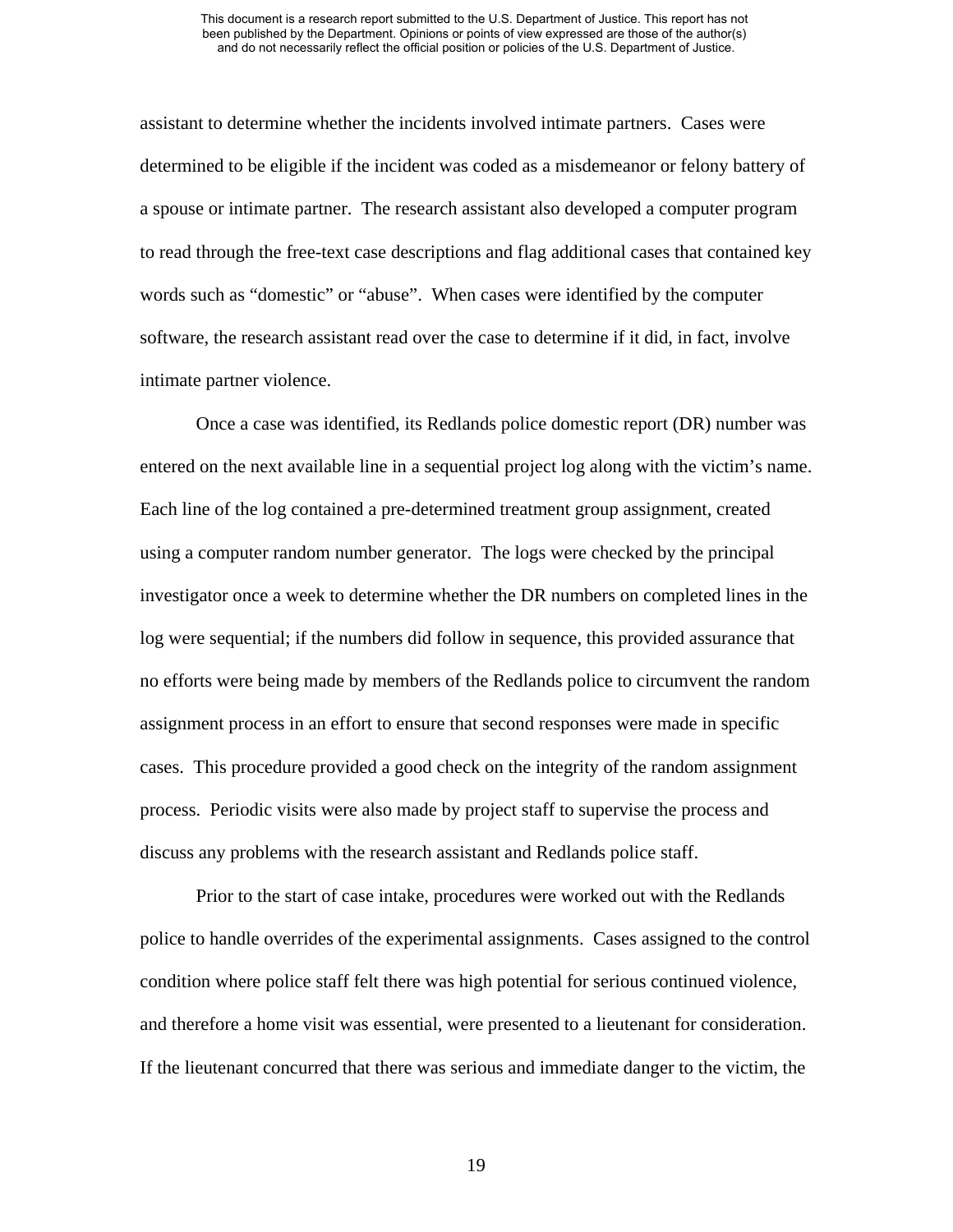assistant to determine whether the incidents involved intimate partners. Cases were determined to be eligible if the incident was coded as a misdemeanor or felony battery of a spouse or intimate partner. The research assistant also developed a computer program to read through the free-text case descriptions and flag additional cases that contained key words such as "domestic" or "abuse". When cases were identified by the computer software, the research assistant read over the case to determine if it did, in fact, involve intimate partner violence.

Once a case was identified, its Redlands police domestic report (DR) number was entered on the next available line in a sequential project log along with the victim's name. Each line of the log contained a pre-determined treatment group assignment, created using a computer random number generator. The logs were checked by the principal investigator once a week to determine whether the DR numbers on completed lines in the log were sequential; if the numbers did follow in sequence, this provided assurance that no efforts were being made by members of the Redlands police to circumvent the random assignment process in an effort to ensure that second responses were made in specific cases. This procedure provided a good check on the integrity of the random assignment process. Periodic visits were also made by project staff to supervise the process and discuss any problems with the research assistant and Redlands police staff.

Prior to the start of case intake, procedures were worked out with the Redlands police to handle overrides of the experimental assignments. Cases assigned to the control condition where police staff felt there was high potential for serious continued violence, and therefore a home visit was essential, were presented to a lieutenant for consideration. If the lieutenant concurred that there was serious and immediate danger to the victim, the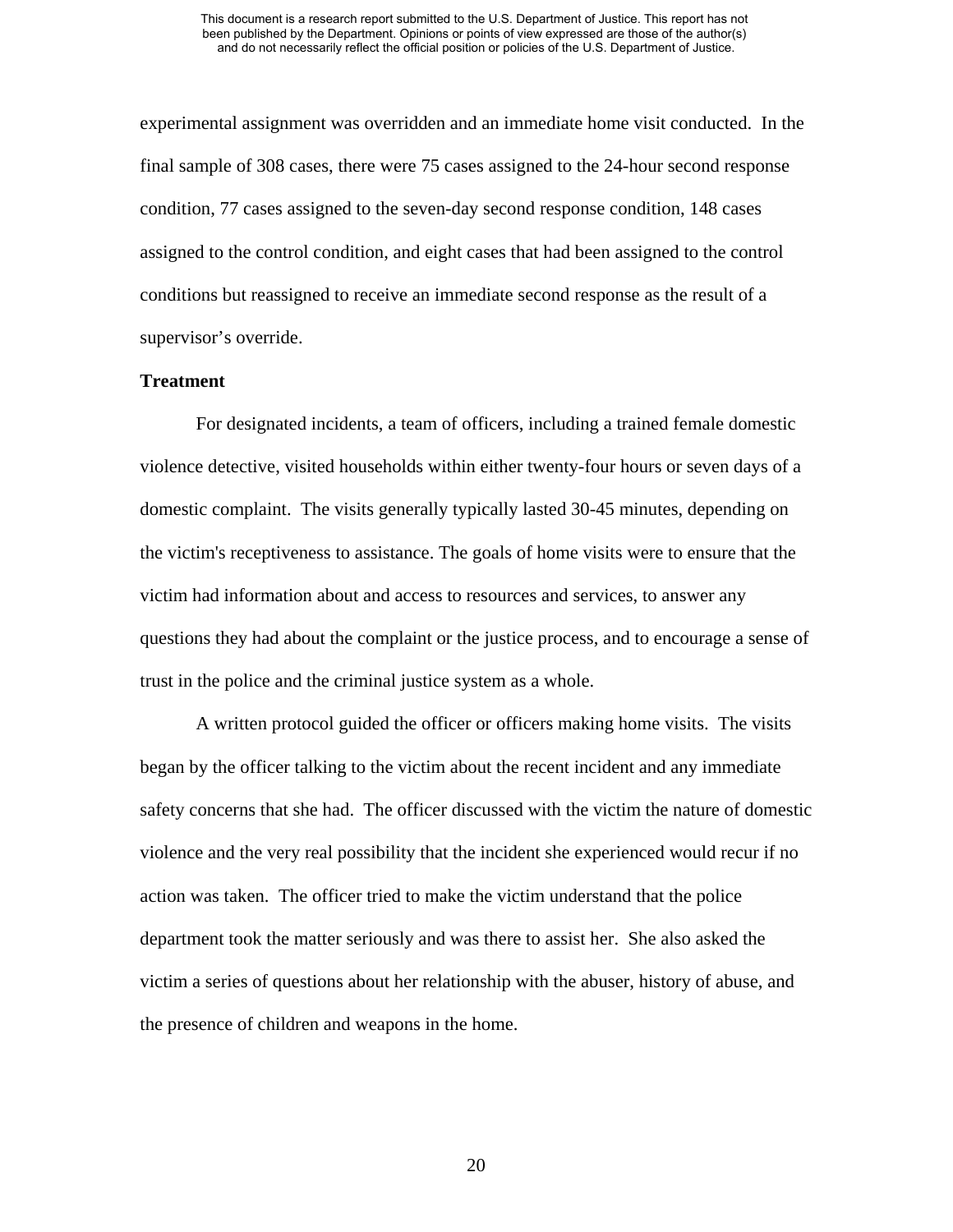experimental assignment was overridden and an immediate home visit conducted. In the final sample of 308 cases, there were 75 cases assigned to the 24-hour second response condition, 77 cases assigned to the seven-day second response condition, 148 cases assigned to the control condition, and eight cases that had been assigned to the control conditions but reassigned to receive an immediate second response as the result of a supervisor's override.

**Treatment**

For designated incidents, a team of officers, including a trained female domestic violence detective, visited households within either twenty-four hours or seven days of a domestic complaint. The visits generally typically lasted 30-45 minutes, depending on the victim's receptiveness to assistance. The goals of home visits were to ensure that the victim had information about and access to resources and services, to answer any questions they had about the complaint or the justice process, and to encourage a sense of trust in the police and the criminal justice system as a whole.

A written protocol guided the officer or officers making home visits. The visits began by the officer talking to the victim about the recent incident and any immediate safety concerns that she had. The officer discussed with the victim the nature of domestic violence and the very real possibility that the incident she experienced would recur if no action was taken. The officer tried to make the victim understand that the police department took the matter seriously and was there to assist her. She also asked the victim a series of questions about her relationship with the abuser, history of abuse, and the presence of children and weapons in the home.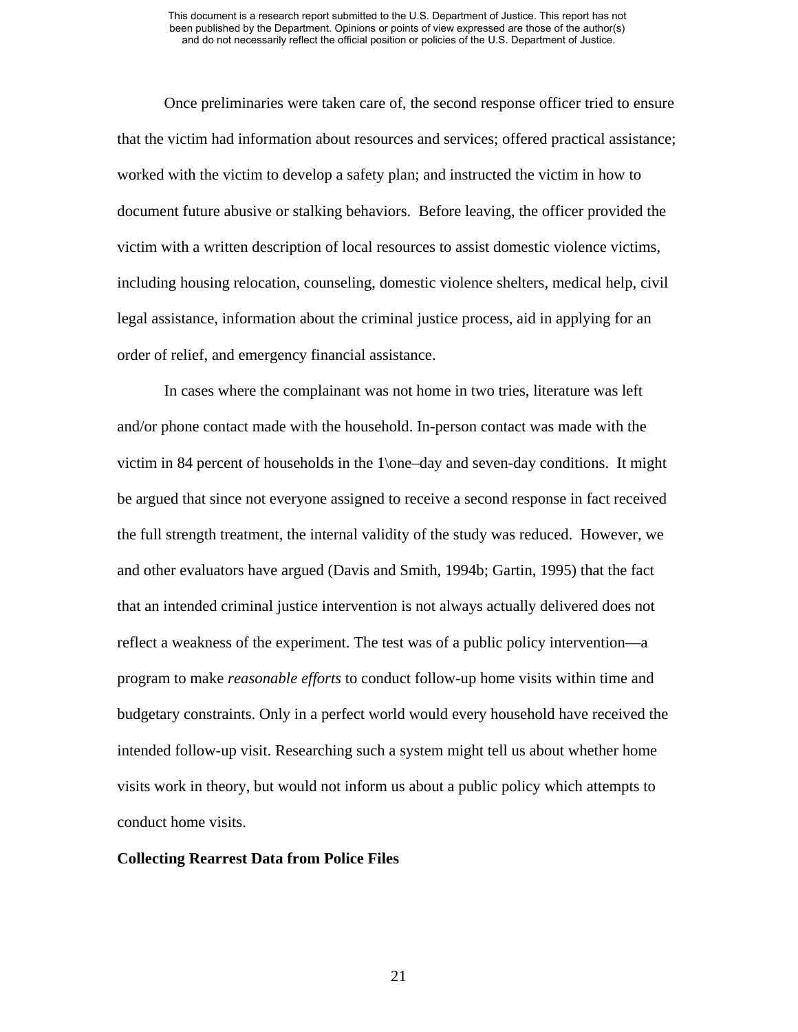Once preliminaries were taken care of, the second response officer tried to ensure that the victim had information about resources and services; offered practical assistance; worked with the victim to develop a safety plan; and instructed the victim in how to document future abusive or stalking behaviors. Before leaving, the officer provided the victim with a written description of local resources to assist domestic violence victims, including housing relocation, counseling, domestic violence shelters, medical help, civil legal assistance, information about the criminal justice process, aid in applying for an order of relief, and emergency financial assistance.

In cases where the complainant was not home in two tries, literature was left and/or phone contact made with the household. In-person contact was made with the victim in 84 percent of households in the 1\one–day and seven-day conditions. It might be argued that since not everyone assigned to receive a second response in fact received the full strength treatment, the internal validity of the study was reduced. However, we and other evaluators have argued (Davis and Smith, 1994b; Gartin, 1995) that the fact that an intended criminal justice intervention is not always actually delivered does not reflect a weakness of the experiment. The test was of a public policy intervention—a program to make *reasonable efforts* to conduct follow-up home visits within time and budgetary constraints. Only in a perfect world would every household have received the intended follow-up visit. Researching such a system might tell us about whether home visits work in theory, but would not inform us about a public policy which attempts to conduct home visits.

**Collecting Rearrest Data from Police Files**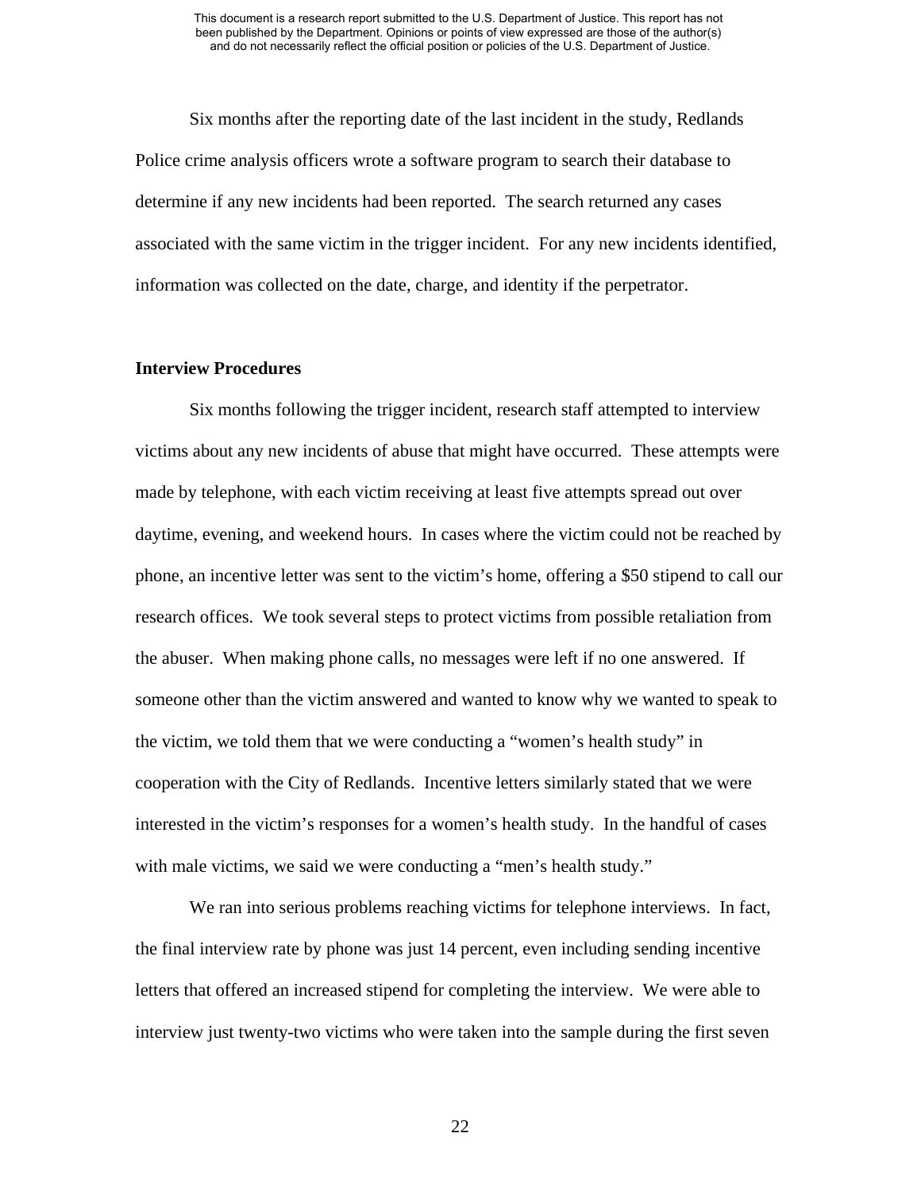Six months after the reporting date of the last incident in the study, Redlands Police crime analysis officers wrote a software program to search their database to determine if any new incidents had been reported. The search returned any cases associated with the same victim in the trigger incident. For any new incidents identified, information was collected on the date, charge, and identity if the perpetrator.

**Interview Procedures**

Six months following the trigger incident, research staff attempted to interview victims about any new incidents of abuse that might have occurred. These attempts were made by telephone, with each victim receiving at least five attempts spread out over daytime, evening, and weekend hours. In cases where the victim could not be reached by phone, an incentive letter was sent to the victim's home, offering a $50 stipend to call our research offices. We took several steps to protect victims from possible retaliation from the abuser. When making phone calls, no messages were left if no one answered. If someone other than the victim answered and wanted to know why we wanted to speak to the victim, we told them that we were conducting a "women's health study" in cooperation with the City of Redlands. Incentive letters similarly stated that we were interested in the victim's responses for a women's health study. In the handful of cases with male victims, we said we were conducting a "men's health study."

We ran into serious problems reaching victims for telephone interviews. In fact, the final interview rate by phone was just 14 percent, even including sending incentive letters that offered an increased stipend for completing the interview. We were able to interview just twenty-two victims who were taken into the sample during the first seven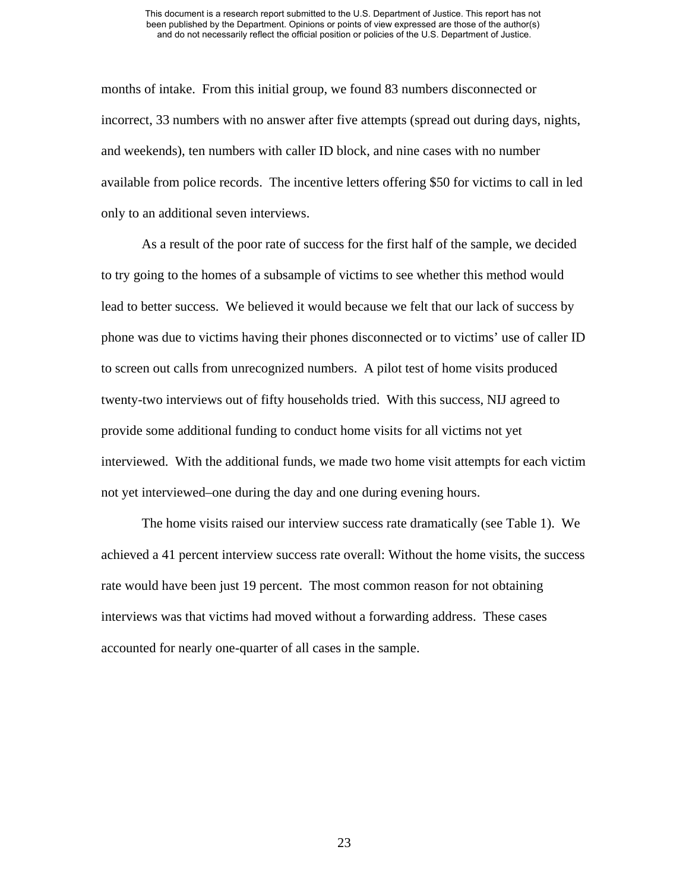months of intake. From this initial group, we found 83 numbers disconnected or incorrect, 33 numbers with no answer after five attempts (spread out during days, nights, and weekends), ten numbers with caller ID block, and nine cases with no number available from police records. The incentive letters offering $50 for victims to call in led only to an additional seven interviews.

As a result of the poor rate of success for the first half of the sample, we decided to try going to the homes of a subsample of victims to see whether this method would lead to better success. We believed it would because we felt that our lack of success by phone was due to victims having their phones disconnected or to victims' use of caller ID to screen out calls from unrecognized numbers. A pilot test of home visits produced twenty-two interviews out of fifty households tried. With this success, NIJ agreed to provide some additional funding to conduct home visits for all victims not yet interviewed. With the additional funds, we made two home visit attempts for each victim not yet interviewed–one during the day and one during evening hours.

The home visits raised our interview success rate dramatically (see Table 1). We achieved a 41 percent interview success rate overall: Without the home visits, the success rate would have been just 19 percent. The most common reason for not obtaining interviews was that victims had moved without a forwarding address. These cases accounted for nearly one-quarter of all cases in the sample.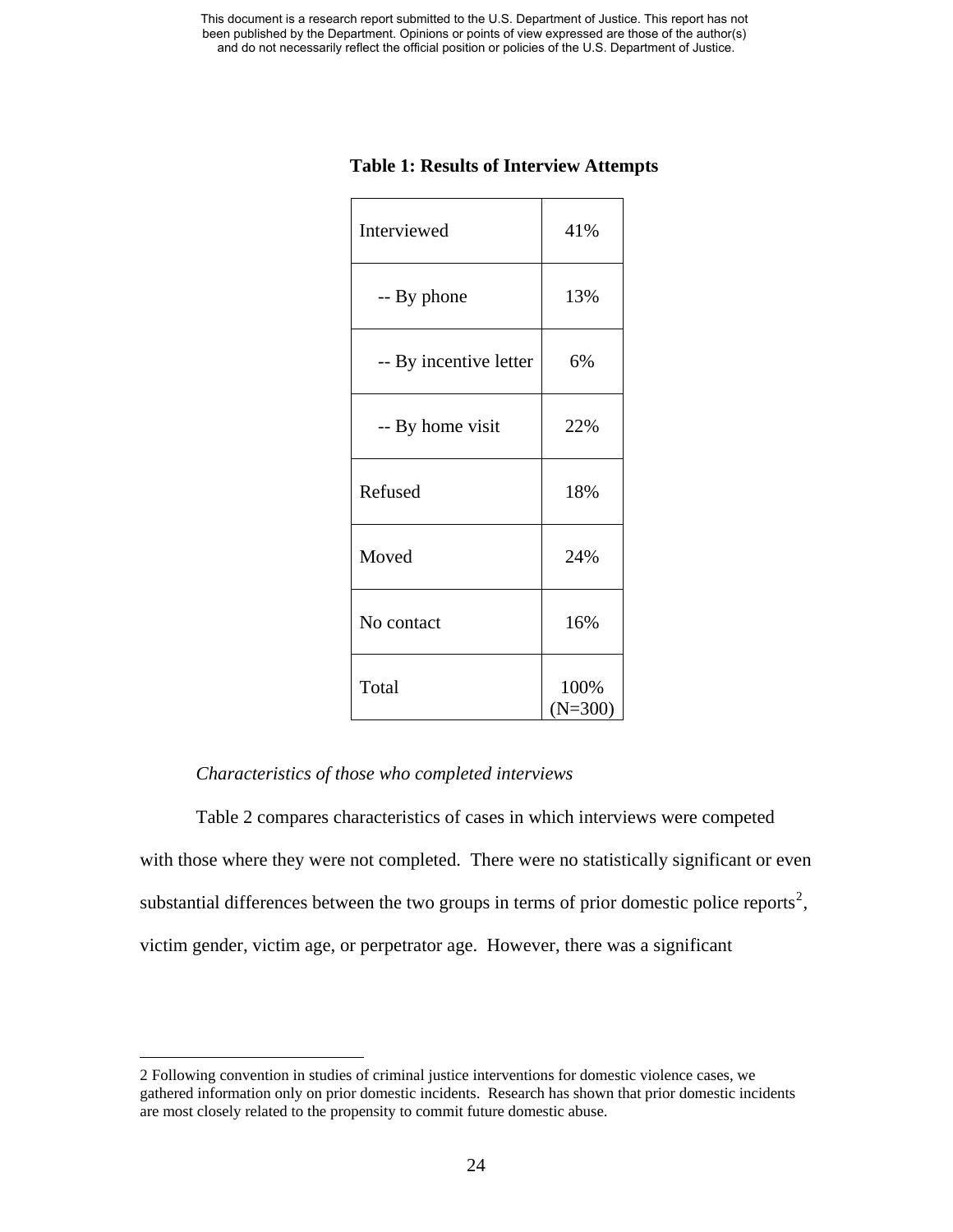**Table 1: Results of Interview Attempts**

| | |
|---|---|
| Interviewed | 41% |
| -- By phone | 13% |
| -- By incentive letter | 6% |
| -- By home visit | 22% |
| Refused | 18% |
| Moved | 24% |
| No contact | 16% |
| Total | 100% (N=300) |

*Characteristics of those who completed interviews*

Table 2 compares characteristics of cases in which interviews were competed with those where they were not completed. There were no statistically significant or even substantial differences between the two groups in terms of prior domestic police reports[2], victim gender, victim age, or perpetrator age. However, there was a significant

---

2 Following convention in studies of criminal justice interventions for domestic violence cases, we gathered information only on prior domestic incidents. Research has shown that prior domestic incidents are most closely related to the propensity to commit future domestic abuse.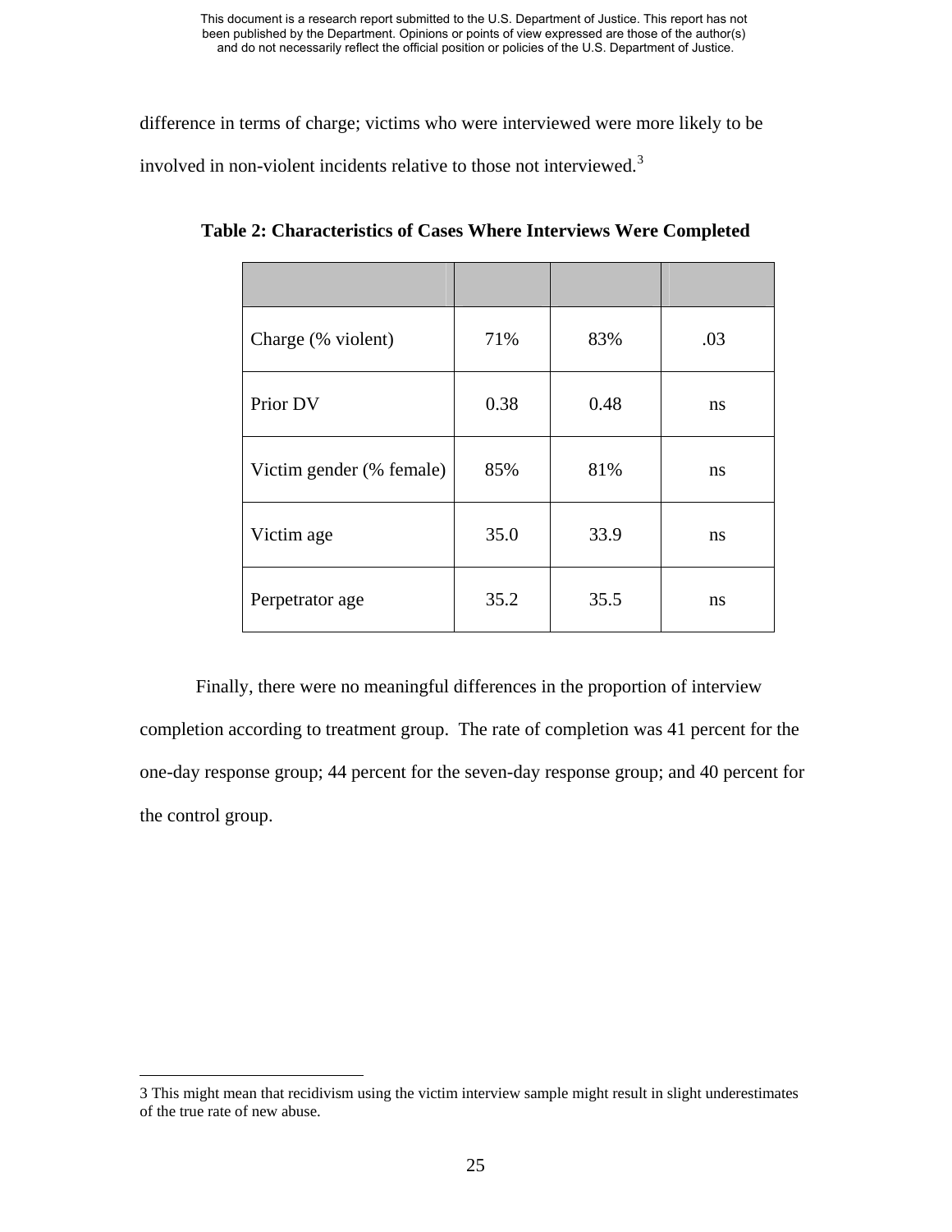difference in terms of charge; victims who were interviewed were more likely to be involved in non-violent incidents relative to those not interviewed.[3]

**Table 2: Characteristics of Cases Where Interviews Were Completed**

| | | | |
|---|---|---|---|
| Charge (% violent) | 71% | 83% | .03 |
| Prior DV | 0.38 | 0.48 | ns |
| Victim gender (% female) | 85% | 81% | ns |
| Victim age | 35.0 | 33.9 | ns |
| Perpetrator age | 35.2 | 35.5 | ns |

Finally, there were no meaningful differences in the proportion of interview completion according to treatment group. The rate of completion was 41 percent for the one-day response group; 44 percent for the seven-day response group; and 40 percent for the control group.

3 This might mean that recidivism using the victim interview sample might result in slight underestimates of the true rate of new abuse.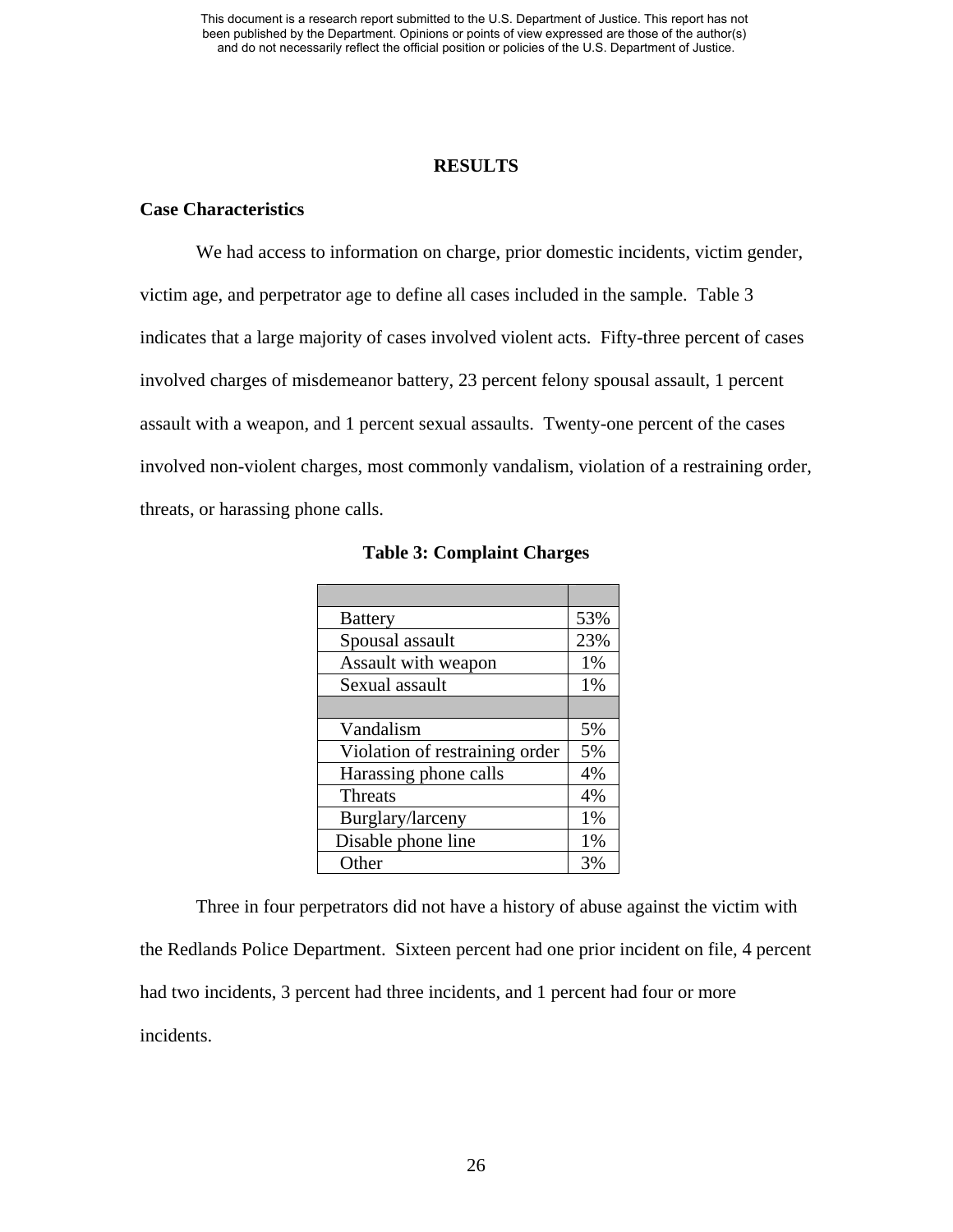## RESULTS

### Case Characteristics

We had access to information on charge, prior domestic incidents, victim gender, victim age, and perpetrator age to define all cases included in the sample. Table 3 indicates that a large majority of cases involved violent acts. Fifty-three percent of cases involved charges of misdemeanor battery, 23 percent felony spousal assault, 1 percent assault with a weapon, and 1 percent sexual assaults. Twenty-one percent of the cases involved non-violent charges, most commonly vandalism, violation of a restraining order, threats, or harassing phone calls.

**Table 3: Complaint Charges**

| | |
|---|---|
| Battery | 53% |
| Spousal assault | 23% |
| Assault with weapon | 1% |
| Sexual assault | 1% |
| | |
| Vandalism | 5% |
| Violation of restraining order | 5% |
| Harassing phone calls | 4% |
| Threats | 4% |
| Burglary/larceny | 1% |
| Disable phone line | 1% |
| Other | 3% |

Three in four perpetrators did not have a history of abuse against the victim with the Redlands Police Department. Sixteen percent had one prior incident on file, 4 percent had two incidents, 3 percent had three incidents, and 1 percent had four or more incidents.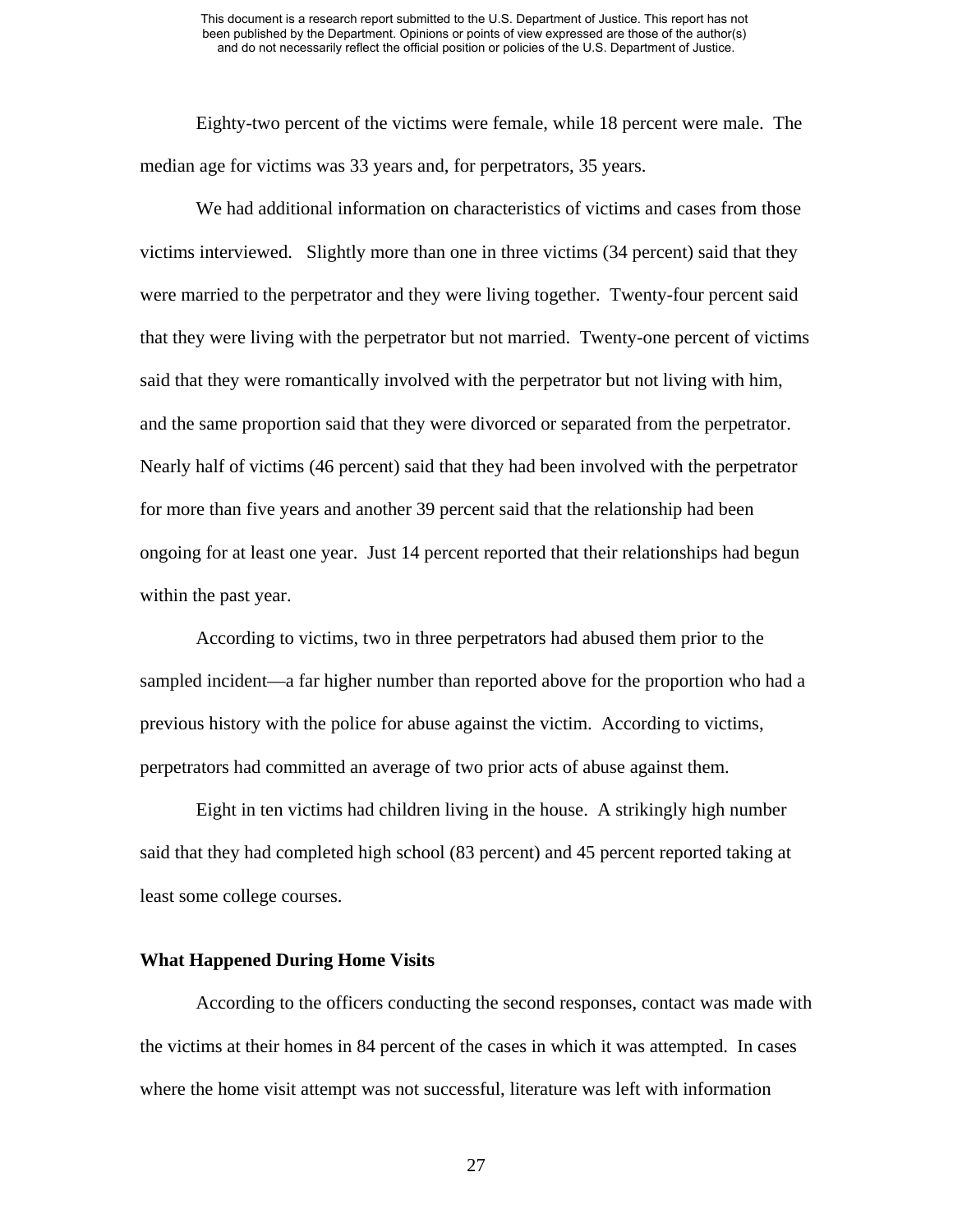Eighty-two percent of the victims were female, while 18 percent were male. The median age for victims was 33 years and, for perpetrators, 35 years.

We had additional information on characteristics of victims and cases from those victims interviewed. Slightly more than one in three victims (34 percent) said that they were married to the perpetrator and they were living together. Twenty-four percent said that they were living with the perpetrator but not married. Twenty-one percent of victims said that they were romantically involved with the perpetrator but not living with him, and the same proportion said that they were divorced or separated from the perpetrator. Nearly half of victims (46 percent) said that they had been involved with the perpetrator for more than five years and another 39 percent said that the relationship had been ongoing for at least one year. Just 14 percent reported that their relationships had begun within the past year.

According to victims, two in three perpetrators had abused them prior to the sampled incident—a far higher number than reported above for the proportion who had a previous history with the police for abuse against the victim. According to victims, perpetrators had committed an average of two prior acts of abuse against them.

Eight in ten victims had children living in the house. A strikingly high number said that they had completed high school (83 percent) and 45 percent reported taking at least some college courses.

### What Happened During Home Visits

According to the officers conducting the second responses, contact was made with the victims at their homes in 84 percent of the cases in which it was attempted. In cases where the home visit attempt was not successful, literature was left with information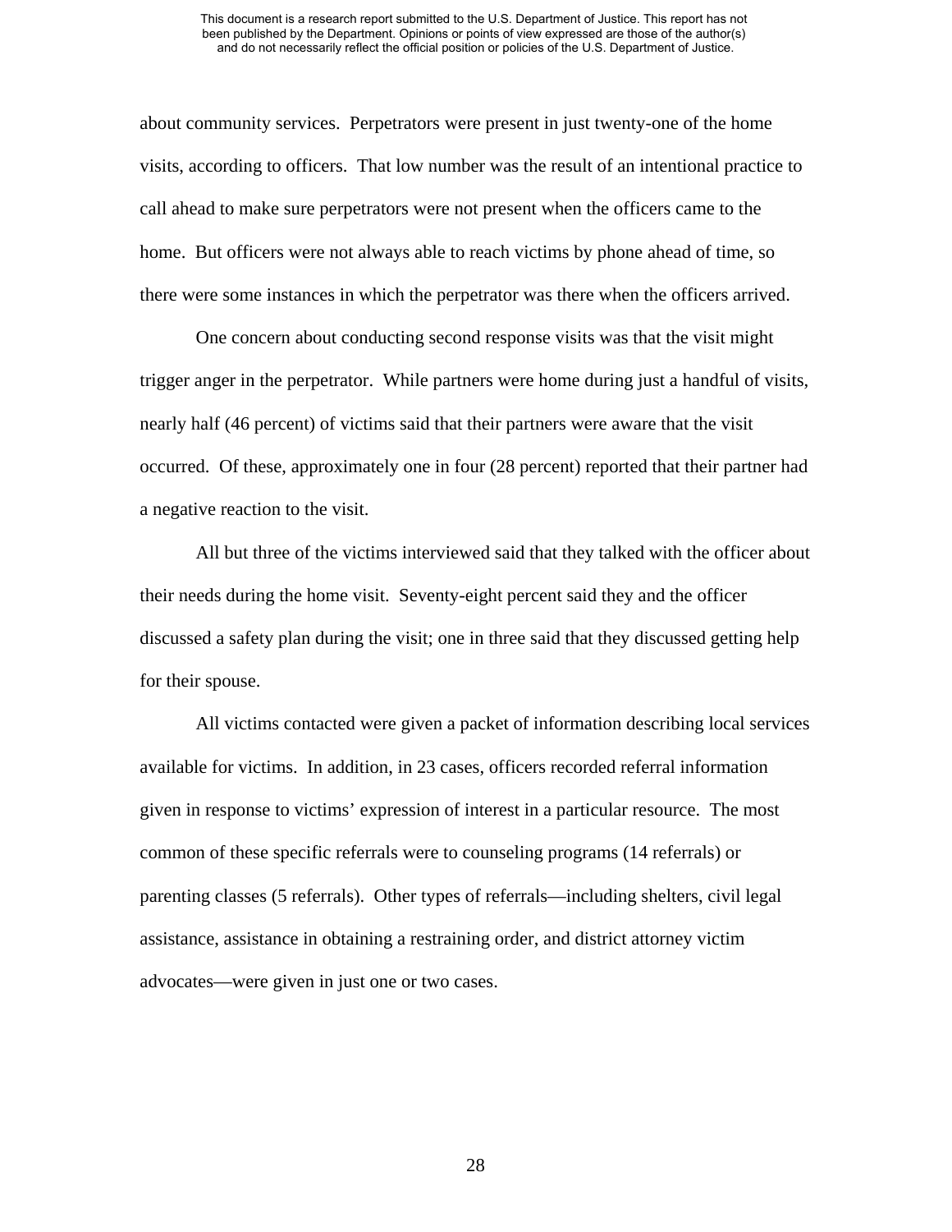about community services. Perpetrators were present in just twenty-one of the home visits, according to officers. That low number was the result of an intentional practice to call ahead to make sure perpetrators were not present when the officers came to the home. But officers were not always able to reach victims by phone ahead of time, so there were some instances in which the perpetrator was there when the officers arrived.

One concern about conducting second response visits was that the visit might trigger anger in the perpetrator. While partners were home during just a handful of visits, nearly half (46 percent) of victims said that their partners were aware that the visit occurred. Of these, approximately one in four (28 percent) reported that their partner had a negative reaction to the visit.

All but three of the victims interviewed said that they talked with the officer about their needs during the home visit. Seventy-eight percent said they and the officer discussed a safety plan during the visit; one in three said that they discussed getting help for their spouse.

All victims contacted were given a packet of information describing local services available for victims. In addition, in 23 cases, officers recorded referral information given in response to victims' expression of interest in a particular resource. The most common of these specific referrals were to counseling programs (14 referrals) or parenting classes (5 referrals). Other types of referrals—including shelters, civil legal assistance, assistance in obtaining a restraining order, and district attorney victim advocates—were given in just one or two cases.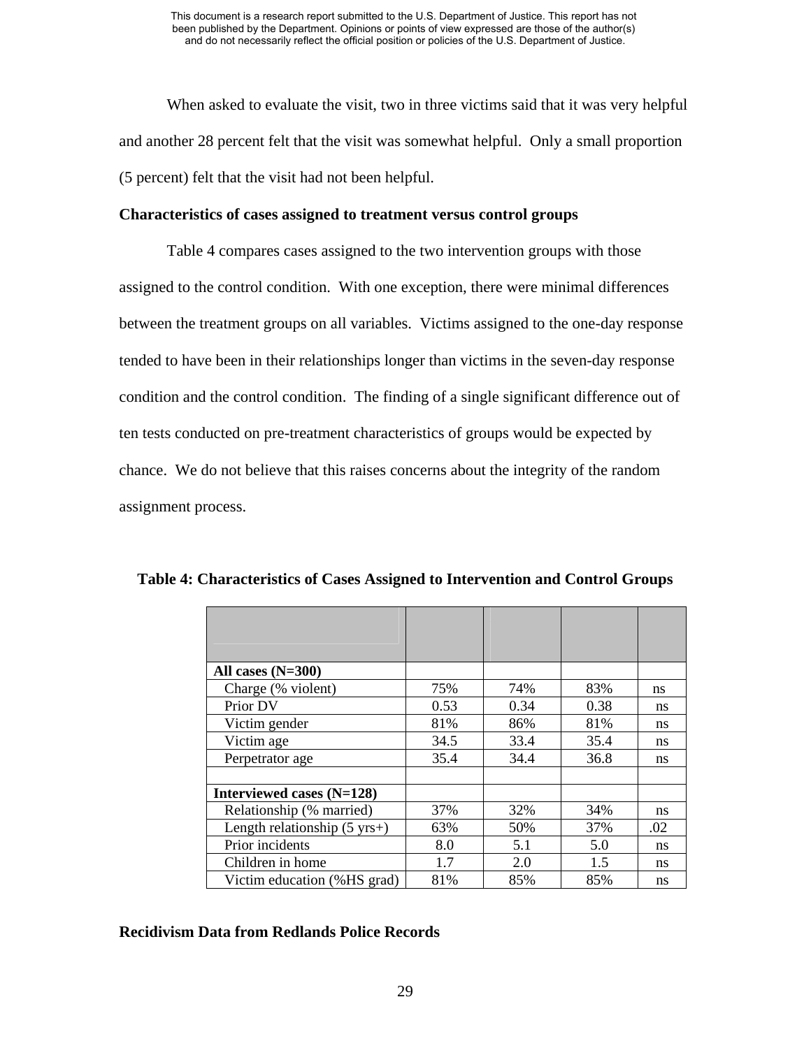When asked to evaluate the visit, two in three victims said that it was very helpful and another 28 percent felt that the visit was somewhat helpful. Only a small proportion (5 percent) felt that the visit had not been helpful.

**Characteristics of cases assigned to treatment versus control groups**

Table 4 compares cases assigned to the two intervention groups with those assigned to the control condition. With one exception, there were minimal differences between the treatment groups on all variables. Victims assigned to the one-day response tended to have been in their relationships longer than victims in the seven-day response condition and the control condition. The finding of a single significant difference out of ten tests conducted on pre-treatment characteristics of groups would be expected by chance. We do not believe that this raises concerns about the integrity of the random assignment process.

**Table 4: Characteristics of Cases Assigned to Intervention and Control Groups**

| | | | | |
|---|---|---|---|---|
| **All cases (N=300)** | | | | |
| Charge (% violent) | 75% | 74% | 83% | ns |
| Prior DV | 0.53 | 0.34 | 0.38 | ns |
| Victim gender | 81% | 86% | 81% | ns |
| Victim age | 34.5 | 33.4 | 35.4 | ns |
| Perpetrator age | 35.4 | 34.4 | 36.8 | ns |
| | | | | |
| **Interviewed cases (N=128)** | | | | |
| Relationship (% married) | 37% | 32% | 34% | ns |
| Length relationship (5 yrs+) | 63% | 50% | 37% | .02 |
| Prior incidents | 8.0 | 5.1 | 5.0 | ns |
| Children in home | 1.7 | 2.0 | 1.5 | ns |
| Victim education (%HS grad) | 81% | 85% | 85% | ns |

**Recidivism Data from Redlands Police Records**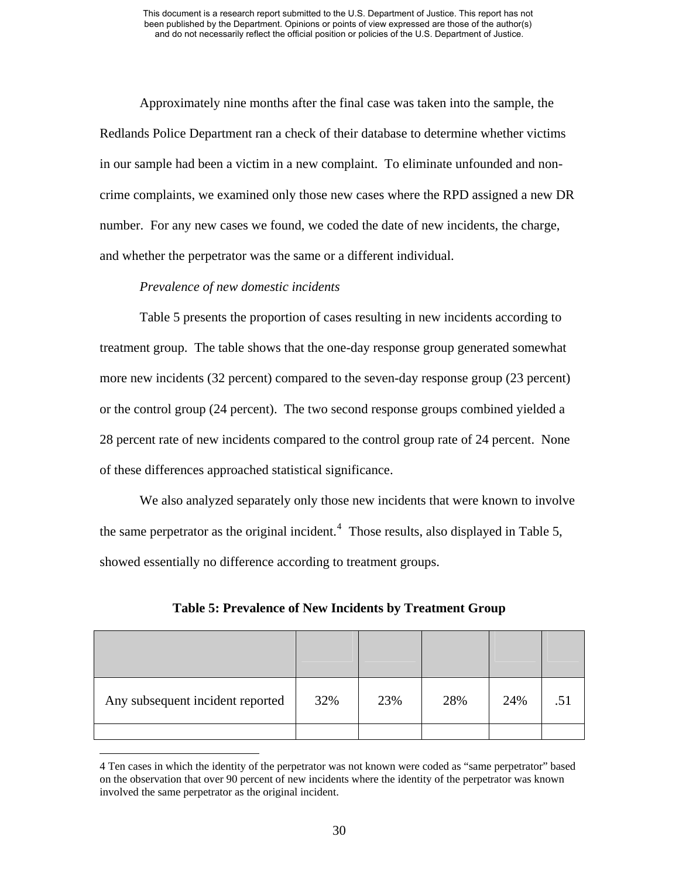Approximately nine months after the final case was taken into the sample, the Redlands Police Department ran a check of their database to determine whether victims in our sample had been a victim in a new complaint. To eliminate unfounded and non-crime complaints, we examined only those new cases where the RPD assigned a new DR number. For any new cases we found, we coded the date of new incidents, the charge, and whether the perpetrator was the same or a different individual.

*Prevalence of new domestic incidents*

Table 5 presents the proportion of cases resulting in new incidents according to treatment group. The table shows that the one-day response group generated somewhat more new incidents (32 percent) compared to the seven-day response group (23 percent) or the control group (24 percent). The two second response groups combined yielded a 28 percent rate of new incidents compared to the control group rate of 24 percent. None of these differences approached statistical significance.

We also analyzed separately only those new incidents that were known to involve the same perpetrator as the original incident.[4] Those results, also displayed in Table 5, showed essentially no difference according to treatment groups.

**Table 5: Prevalence of New Incidents by Treatment Group**

| | | | | | |
|---|---|---|---|---|---|
| Any subsequent incident reported | 32% | 23% | 28% | 24% | .51 |
| | | | | | |

4 Ten cases in which the identity of the perpetrator was not known were coded as "same perpetrator" based on the observation that over 90 percent of new incidents where the identity of the perpetrator was known involved the same perpetrator as the original incident.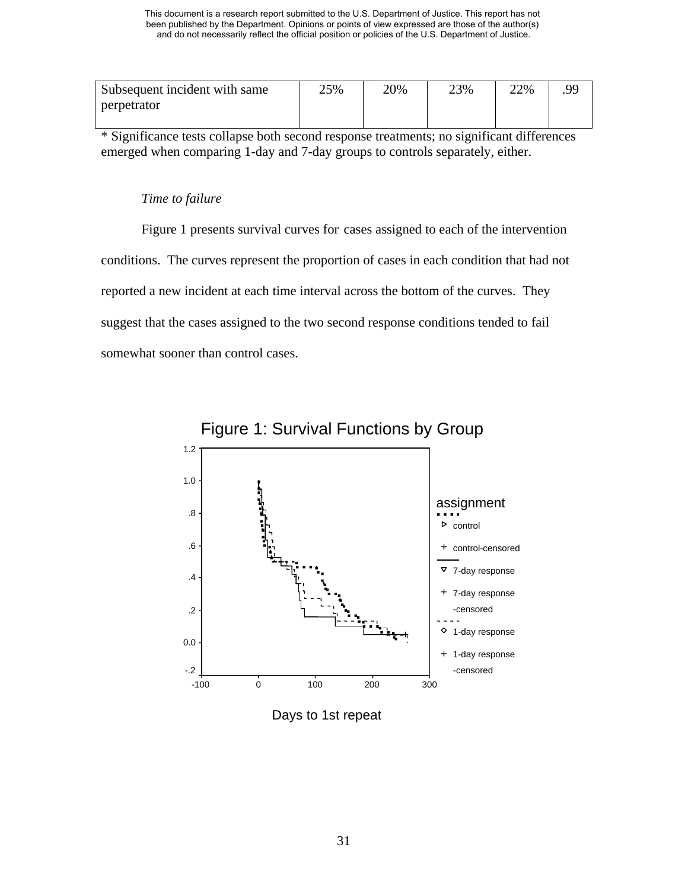| Subsequent incident with same perpetrator | 25% | 20% | 23% | 22% | .99 |
|---|---|---|---|---|---|

* Significance tests collapse both second response treatments; no significant differences emerged when comparing 1-day and 7-day groups to controls separately, either.

*Time to failure*

Figure 1 presents survival curves for cases assigned to each of the intervention conditions. The curves represent the proportion of cases in each condition that had not reported a new incident at each time interval across the bottom of the curves. They suggest that the cases assigned to the two second response conditions tended to fail somewhat sooner than control cases.

Figure 1: Survival Functions by Group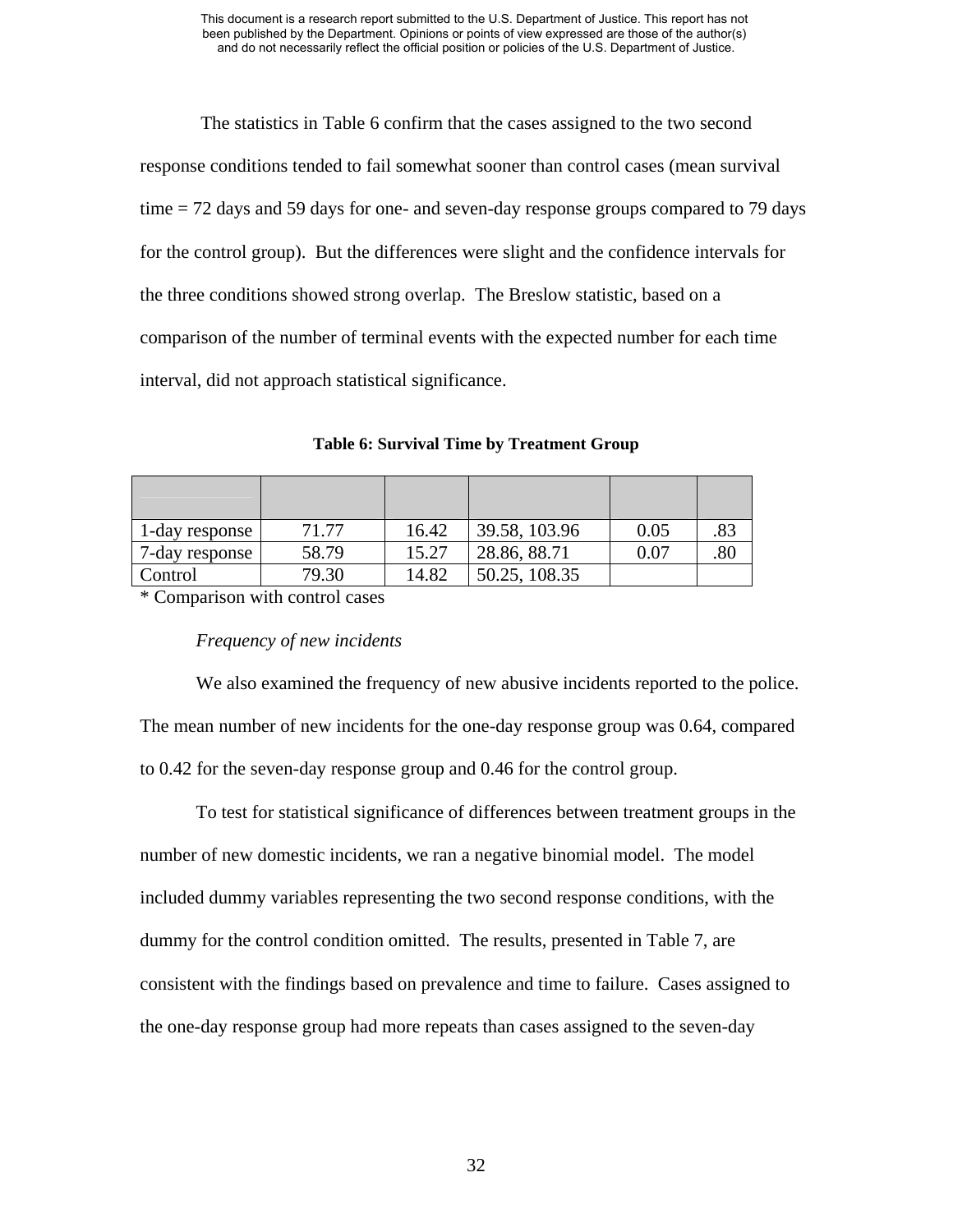The statistics in Table 6 confirm that the cases assigned to the two second response conditions tended to fail somewhat sooner than control cases (mean survival time = 72 days and 59 days for one- and seven-day response groups compared to 79 days for the control group). But the differences were slight and the confidence intervals for the three conditions showed strong overlap. The Breslow statistic, based on a comparison of the number of terminal events with the expected number for each time interval, did not approach statistical significance.

**Table 6: Survival Time by Treatment Group**

| | | | | | |
|---|---|---|---|---|---|
| 1-day response | 71.77 | 16.42 | 39.58, 103.96 | 0.05 | .83 |
| 7-day response | 58.79 | 15.27 | 28.86, 88.71 | 0.07 | .80 |
| Control | 79.30 | 14.82 | 50.25, 108.35 | | |

* Comparison with control cases

*Frequency of new incidents*

We also examined the frequency of new abusive incidents reported to the police. The mean number of new incidents for the one-day response group was 0.64, compared to 0.42 for the seven-day response group and 0.46 for the control group.

To test for statistical significance of differences between treatment groups in the number of new domestic incidents, we ran a negative binomial model. The model included dummy variables representing the two second response conditions, with the dummy for the control condition omitted. The results, presented in Table 7, are consistent with the findings based on prevalence and time to failure. Cases assigned to the one-day response group had more repeats than cases assigned to the seven-day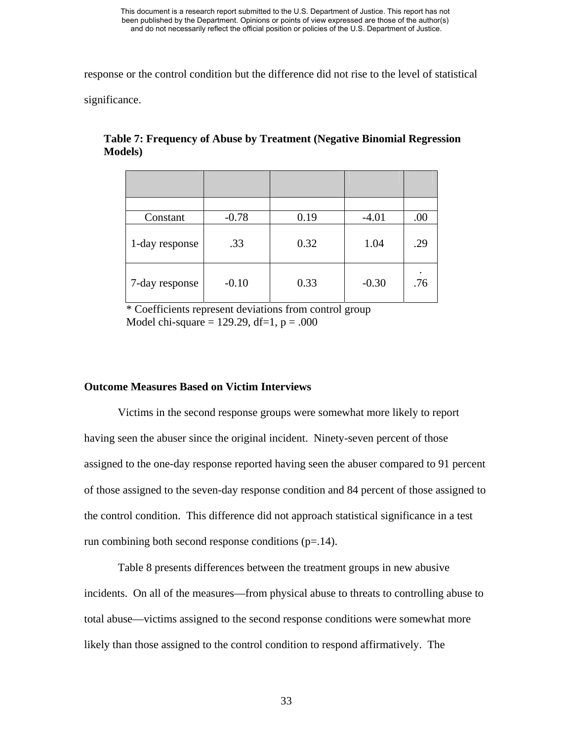response or the control condition but the difference did not rise to the level of statistical significance.

**Table 7: Frequency of Abuse by Treatment (Negative Binomial Regression Models)**

| | | | | |
|---|---|---|---|---|
| | | | | |
| Constant | -0.78 | 0.19 | -4.01 | .00 |
| 1-day response | .33 | 0.32 | 1.04 | .29 |
| 7-day response | -0.10 | 0.33 | -0.30 | . .76 |

* Coefficients represent deviations from control group
Model chi-square = 129.29, df=1, p = .000

**Outcome Measures Based on Victim Interviews**

Victims in the second response groups were somewhat more likely to report having seen the abuser since the original incident. Ninety-seven percent of those assigned to the one-day response reported having seen the abuser compared to 91 percent of those assigned to the seven-day response condition and 84 percent of those assigned to the control condition. This difference did not approach statistical significance in a test run combining both second response conditions (p=.14).

Table 8 presents differences between the treatment groups in new abusive incidents. On all of the measures—from physical abuse to threats to controlling abuse to total abuse—victims assigned to the second response conditions were somewhat more likely than those assigned to the control condition to respond affirmatively. The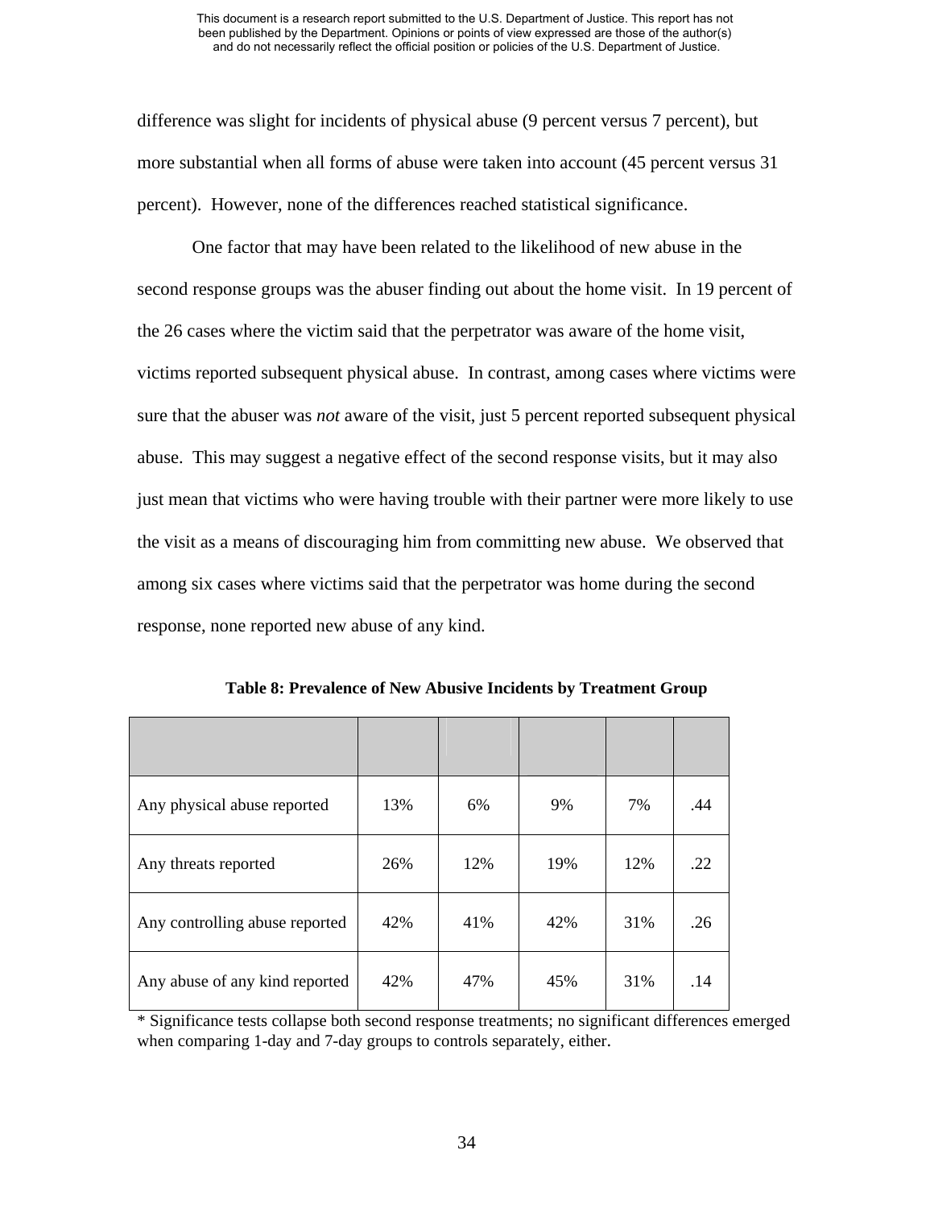difference was slight for incidents of physical abuse (9 percent versus 7 percent), but more substantial when all forms of abuse were taken into account (45 percent versus 31 percent). However, none of the differences reached statistical significance.

One factor that may have been related to the likelihood of new abuse in the second response groups was the abuser finding out about the home visit. In 19 percent of the 26 cases where the victim said that the perpetrator was aware of the home visit, victims reported subsequent physical abuse. In contrast, among cases where victims were sure that the abuser was *not* aware of the visit, just 5 percent reported subsequent physical abuse. This may suggest a negative effect of the second response visits, but it may also just mean that victims who were having trouble with their partner were more likely to use the visit as a means of discouraging him from committing new abuse. We observed that among six cases where victims said that the perpetrator was home during the second response, none reported new abuse of any kind.

**Table 8: Prevalence of New Abusive Incidents by Treatment Group**

| | | | | | |
|---|---|---|---|---|---|
| Any physical abuse reported | 13% | 6% | 9% | 7% | .44 |
| Any threats reported | 26% | 12% | 19% | 12% | .22 |
| Any controlling abuse reported | 42% | 41% | 42% | 31% | .26 |
| Any abuse of any kind reported | 42% | 47% | 45% | 31% | .14 |

* Significance tests collapse both second response treatments; no significant differences emerged when comparing 1-day and 7-day groups to controls separately, either.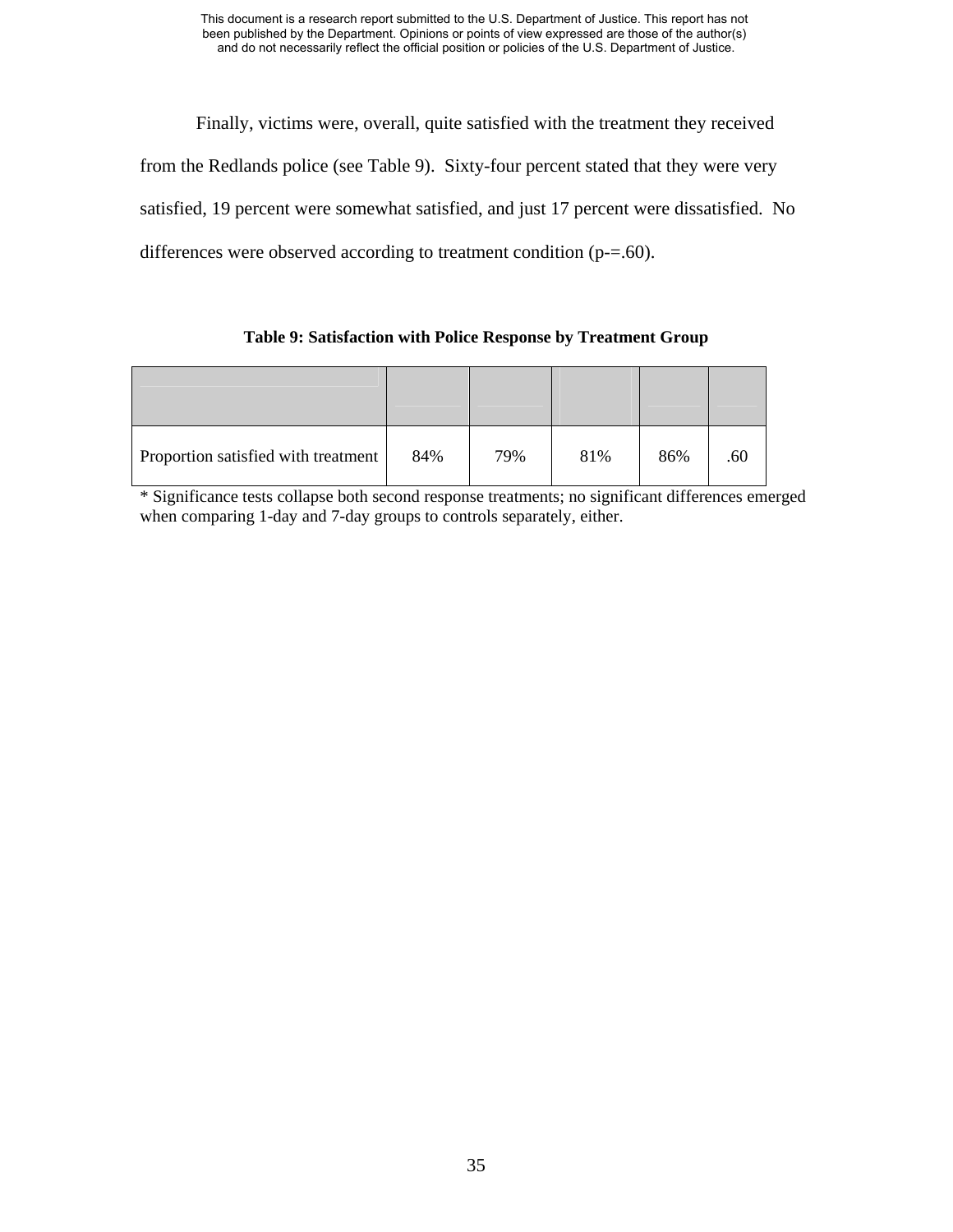Finally, victims were, overall, quite satisfied with the treatment they received from the Redlands police (see Table 9). Sixty-four percent stated that they were very satisfied, 19 percent were somewhat satisfied, and just 17 percent were dissatisfied. No differences were observed according to treatment condition (p-=.60).

**Table 9: Satisfaction with Police Response by Treatment Group**

| | | | | | |
|---|---|---|---|---|---|
| Proportion satisfied with treatment | 84% | 79% | 81% | 86% | .60 |

* Significance tests collapse both second response treatments; no significant differences emerged when comparing 1-day and 7-day groups to controls separately, either.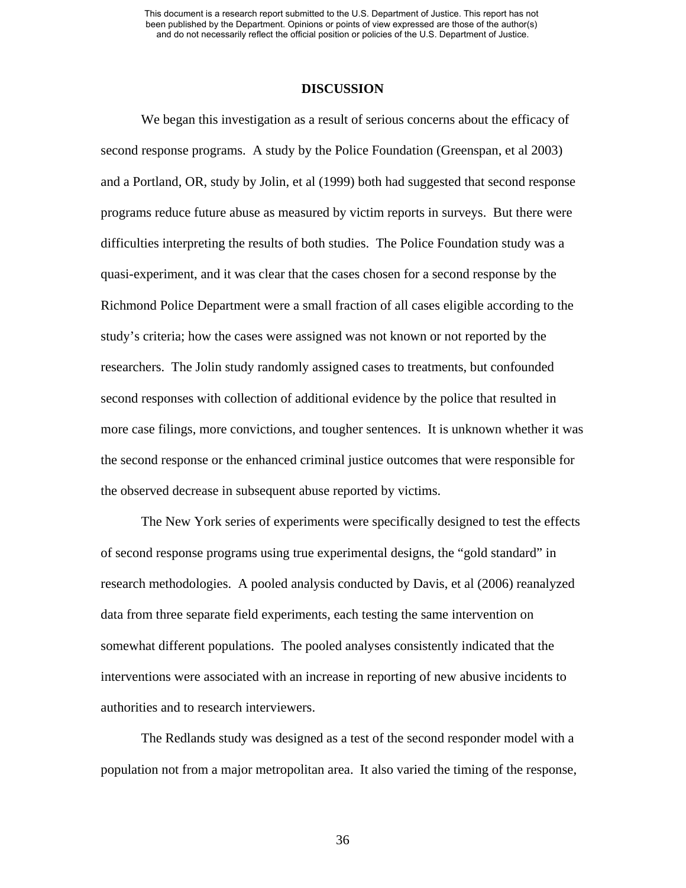## DISCUSSION

We began this investigation as a result of serious concerns about the efficacy of second response programs. A study by the Police Foundation (Greenspan, et al 2003) and a Portland, OR, study by Jolin, et al (1999) both had suggested that second response programs reduce future abuse as measured by victim reports in surveys. But there were difficulties interpreting the results of both studies. The Police Foundation study was a quasi-experiment, and it was clear that the cases chosen for a second response by the Richmond Police Department were a small fraction of all cases eligible according to the study's criteria; how the cases were assigned was not known or not reported by the researchers. The Jolin study randomly assigned cases to treatments, but confounded second responses with collection of additional evidence by the police that resulted in more case filings, more convictions, and tougher sentences. It is unknown whether it was the second response or the enhanced criminal justice outcomes that were responsible for the observed decrease in subsequent abuse reported by victims.

The New York series of experiments were specifically designed to test the effects of second response programs using true experimental designs, the "gold standard" in research methodologies. A pooled analysis conducted by Davis, et al (2006) reanalyzed data from three separate field experiments, each testing the same intervention on somewhat different populations. The pooled analyses consistently indicated that the interventions were associated with an increase in reporting of new abusive incidents to authorities and to research interviewers.

The Redlands study was designed as a test of the second responder model with a population not from a major metropolitan area. It also varied the timing of the response,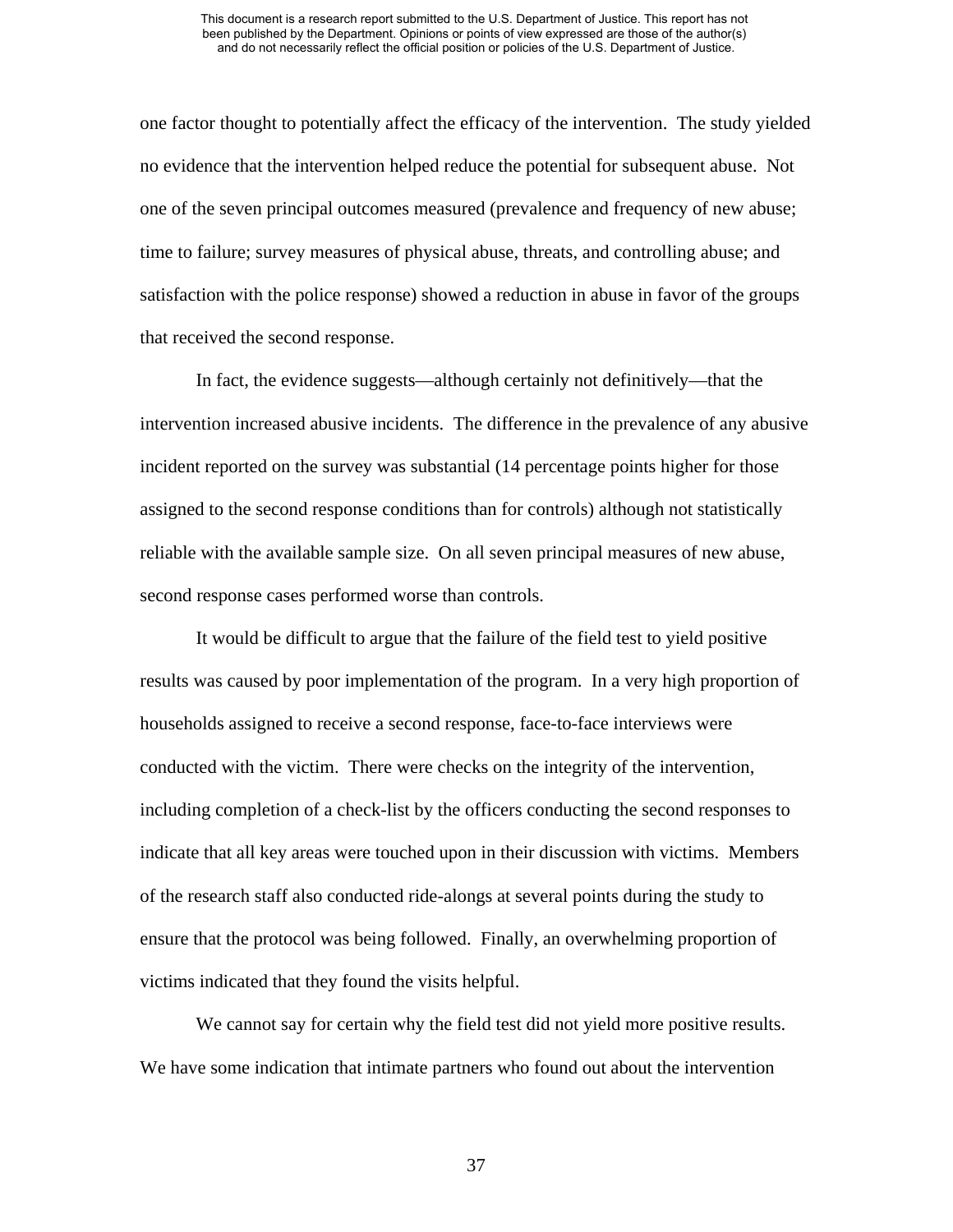one factor thought to potentially affect the efficacy of the intervention. The study yielded no evidence that the intervention helped reduce the potential for subsequent abuse. Not one of the seven principal outcomes measured (prevalence and frequency of new abuse; time to failure; survey measures of physical abuse, threats, and controlling abuse; and satisfaction with the police response) showed a reduction in abuse in favor of the groups that received the second response.

In fact, the evidence suggests—although certainly not definitively—that the intervention increased abusive incidents. The difference in the prevalence of any abusive incident reported on the survey was substantial (14 percentage points higher for those assigned to the second response conditions than for controls) although not statistically reliable with the available sample size. On all seven principal measures of new abuse, second response cases performed worse than controls.

It would be difficult to argue that the failure of the field test to yield positive results was caused by poor implementation of the program. In a very high proportion of households assigned to receive a second response, face-to-face interviews were conducted with the victim. There were checks on the integrity of the intervention, including completion of a check-list by the officers conducting the second responses to indicate that all key areas were touched upon in their discussion with victims. Members of the research staff also conducted ride-alongs at several points during the study to ensure that the protocol was being followed. Finally, an overwhelming proportion of victims indicated that they found the visits helpful.

We cannot say for certain why the field test did not yield more positive results. We have some indication that intimate partners who found out about the intervention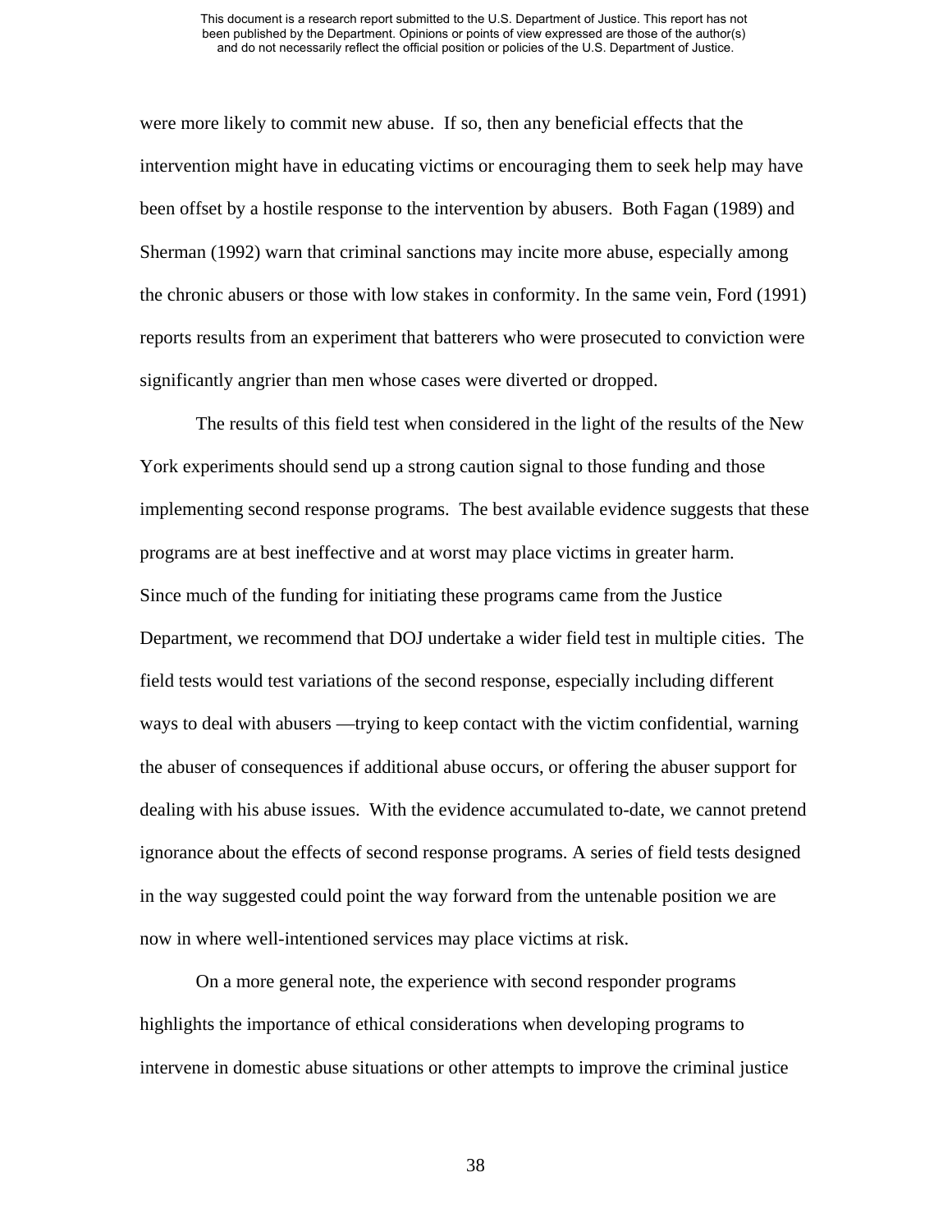were more likely to commit new abuse. If so, then any beneficial effects that the intervention might have in educating victims or encouraging them to seek help may have been offset by a hostile response to the intervention by abusers. Both Fagan (1989) and Sherman (1992) warn that criminal sanctions may incite more abuse, especially among the chronic abusers or those with low stakes in conformity. In the same vein, Ford (1991) reports results from an experiment that batterers who were prosecuted to conviction were significantly angrier than men whose cases were diverted or dropped.

The results of this field test when considered in the light of the results of the New York experiments should send up a strong caution signal to those funding and those implementing second response programs. The best available evidence suggests that these programs are at best ineffective and at worst may place victims in greater harm. Since much of the funding for initiating these programs came from the Justice Department, we recommend that DOJ undertake a wider field test in multiple cities. The field tests would test variations of the second response, especially including different ways to deal with abusers —trying to keep contact with the victim confidential, warning the abuser of consequences if additional abuse occurs, or offering the abuser support for dealing with his abuse issues. With the evidence accumulated to-date, we cannot pretend ignorance about the effects of second response programs. A series of field tests designed in the way suggested could point the way forward from the untenable position we are now in where well-intentioned services may place victims at risk.

On a more general note, the experience with second responder programs highlights the importance of ethical considerations when developing programs to intervene in domestic abuse situations or other attempts to improve the criminal justice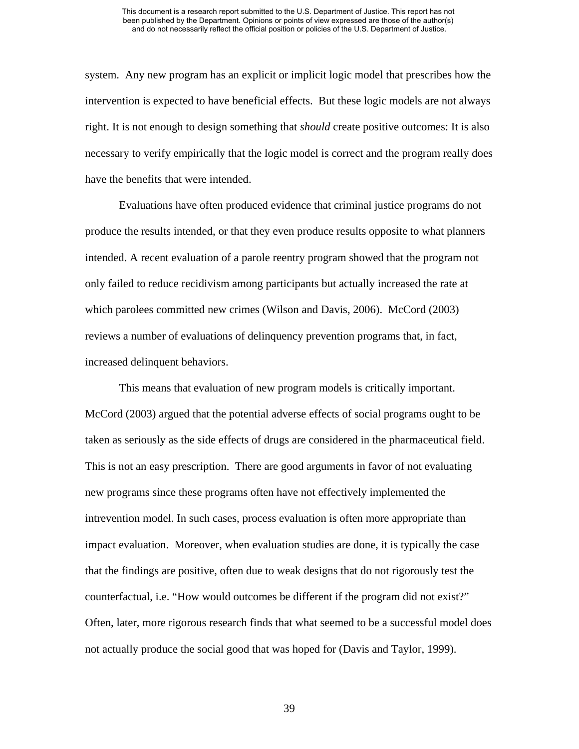system. Any new program has an explicit or implicit logic model that prescribes how the intervention is expected to have beneficial effects. But these logic models are not always right. It is not enough to design something that *should* create positive outcomes: It is also necessary to verify empirically that the logic model is correct and the program really does have the benefits that were intended.

Evaluations have often produced evidence that criminal justice programs do not produce the results intended, or that they even produce results opposite to what planners intended. A recent evaluation of a parole reentry program showed that the program not only failed to reduce recidivism among participants but actually increased the rate at which parolees committed new crimes (Wilson and Davis, 2006). McCord (2003) reviews a number of evaluations of delinquency prevention programs that, in fact, increased delinquent behaviors.

This means that evaluation of new program models is critically important. McCord (2003) argued that the potential adverse effects of social programs ought to be taken as seriously as the side effects of drugs are considered in the pharmaceutical field. This is not an easy prescription. There are good arguments in favor of not evaluating new programs since these programs often have not effectively implemented the intrevention model. In such cases, process evaluation is often more appropriate than impact evaluation. Moreover, when evaluation studies are done, it is typically the case that the findings are positive, often due to weak designs that do not rigorously test the counterfactual, i.e. "How would outcomes be different if the program did not exist?" Often, later, more rigorous research finds that what seemed to be a successful model does not actually produce the social good that was hoped for (Davis and Taylor, 1999).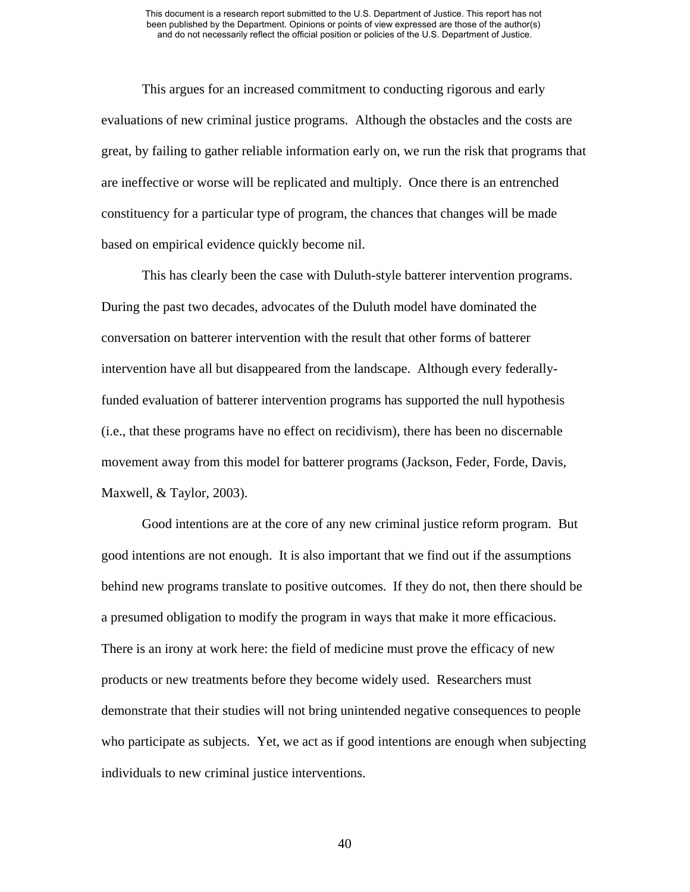This argues for an increased commitment to conducting rigorous and early evaluations of new criminal justice programs. Although the obstacles and the costs are great, by failing to gather reliable information early on, we run the risk that programs that are ineffective or worse will be replicated and multiply. Once there is an entrenched constituency for a particular type of program, the chances that changes will be made based on empirical evidence quickly become nil.

This has clearly been the case with Duluth-style batterer intervention programs. During the past two decades, advocates of the Duluth model have dominated the conversation on batterer intervention with the result that other forms of batterer intervention have all but disappeared from the landscape. Although every federally-funded evaluation of batterer intervention programs has supported the null hypothesis (i.e., that these programs have no effect on recidivism), there has been no discernable movement away from this model for batterer programs (Jackson, Feder, Forde, Davis, Maxwell, & Taylor, 2003).

Good intentions are at the core of any new criminal justice reform program. But good intentions are not enough. It is also important that we find out if the assumptions behind new programs translate to positive outcomes. If they do not, then there should be a presumed obligation to modify the program in ways that make it more efficacious. There is an irony at work here: the field of medicine must prove the efficacy of new products or new treatments before they become widely used. Researchers must demonstrate that their studies will not bring unintended negative consequences to people who participate as subjects. Yet, we act as if good intentions are enough when subjecting individuals to new criminal justice interventions.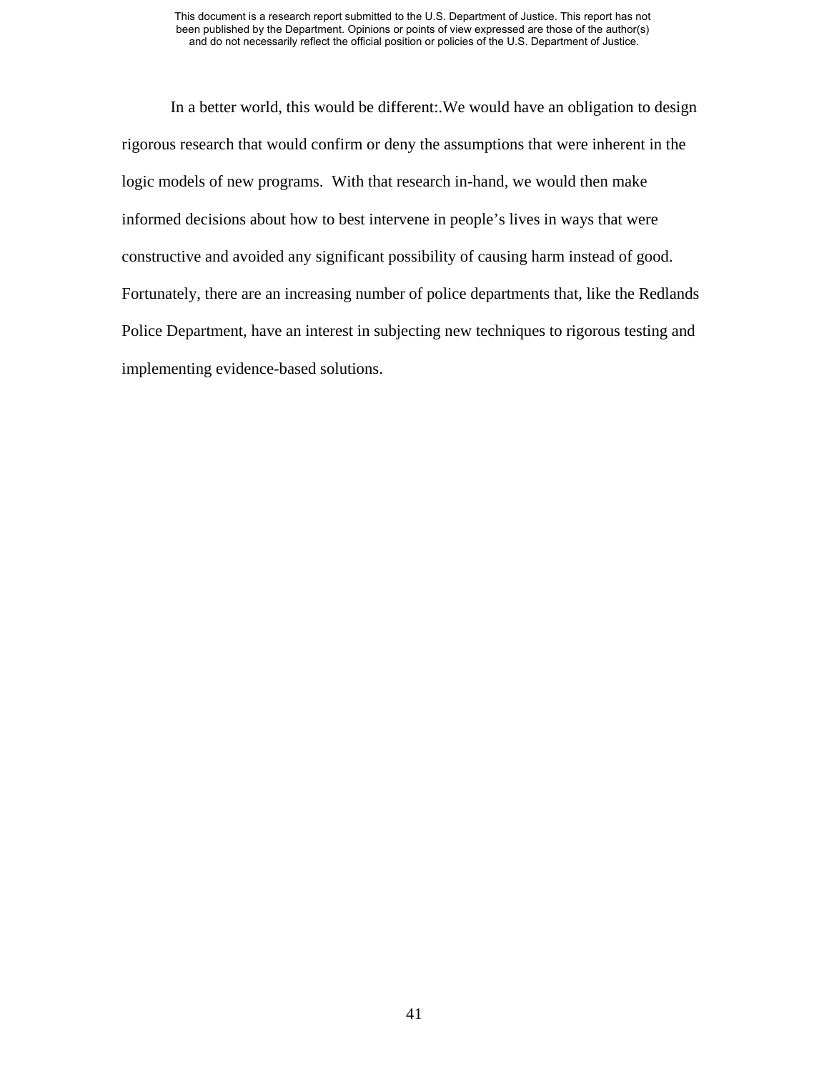In a better world, this would be different:.We would have an obligation to design rigorous research that would confirm or deny the assumptions that were inherent in the logic models of new programs. With that research in-hand, we would then make informed decisions about how to best intervene in people's lives in ways that were constructive and avoided any significant possibility of causing harm instead of good. Fortunately, there are an increasing number of police departments that, like the Redlands Police Department, have an interest in subjecting new techniques to rigorous testing and implementing evidence-based solutions.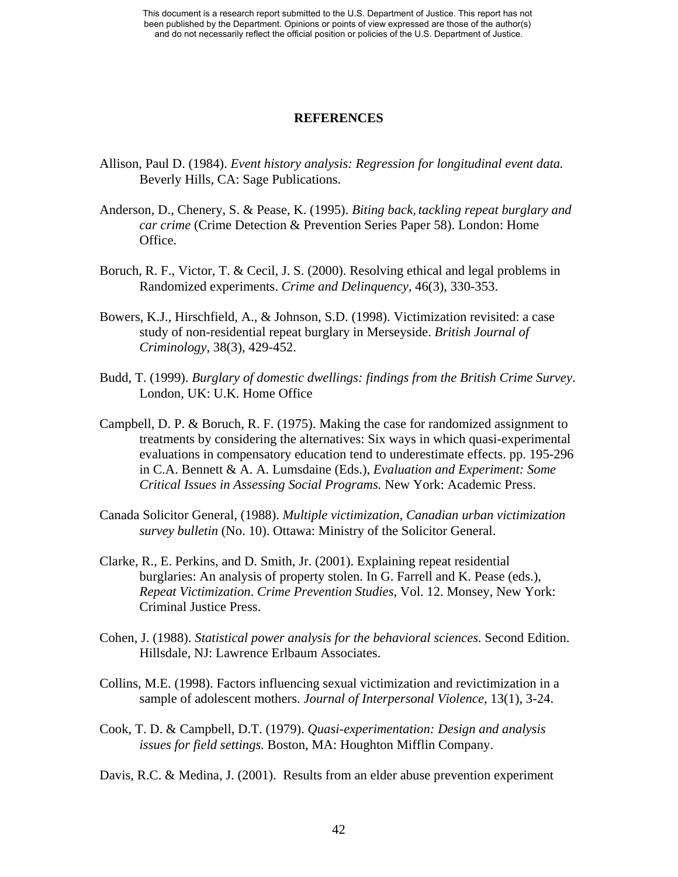## REFERENCES

Allison, Paul D. (1984). *Event history analysis: Regression for longitudinal event data.* Beverly Hills, CA: Sage Publications.

Anderson, D., Chenery, S. & Pease, K. (1995). *Biting back, tackling repeat burglary and car crime* (Crime Detection & Prevention Series Paper 58). London: Home Office.

Boruch, R. F., Victor, T. & Cecil, J. S. (2000). Resolving ethical and legal problems in Randomized experiments. *Crime and Delinquency,* 46(3), 330-353.

Bowers, K.J., Hirschfield, A., & Johnson, S.D. (1998). Victimization revisited: a case study of non-residential repeat burglary in Merseyside. *British Journal of Criminology*, 38(3), 429-452.

Budd, T. (1999). *Burglary of domestic dwellings: findings from the British Crime Survey*. London, UK: U.K. Home Office

Campbell, D. P. & Boruch, R. F. (1975). Making the case for randomized assignment to treatments by considering the alternatives: Six ways in which quasi-experimental evaluations in compensatory education tend to underestimate effects. pp. 195-296 in C.A. Bennett & A. A. Lumsdaine (Eds.), *Evaluation and Experiment: Some Critical Issues in Assessing Social Programs.* New York: Academic Press.

Canada Solicitor General, (1988). *Multiple victimization, Canadian urban victimization survey bulletin* (No. 10). Ottawa: Ministry of the Solicitor General.

Clarke, R., E. Perkins, and D. Smith, Jr. (2001). Explaining repeat residential burglaries: An analysis of property stolen. In G. Farrell and K. Pease (eds.), *Repeat Victimization*. *Crime Prevention Studies*, Vol. 12. Monsey, New York: Criminal Justice Press.

Cohen, J. (1988). *Statistical power analysis for the behavioral sciences.* Second Edition. Hillsdale, NJ: Lawrence Erlbaum Associates.

Collins, M.E. (1998). Factors influencing sexual victimization and revictimization in a sample of adolescent mothers. *Journal of Interpersonal Violence*, 13(1), 3-24.

Cook, T. D. & Campbell, D.T. (1979). *Quasi-experimentation: Design and analysis issues for field settings.* Boston, MA: Houghton Mifflin Company.

Davis, R.C. & Medina, J. (2001). Results from an elder abuse prevention experiment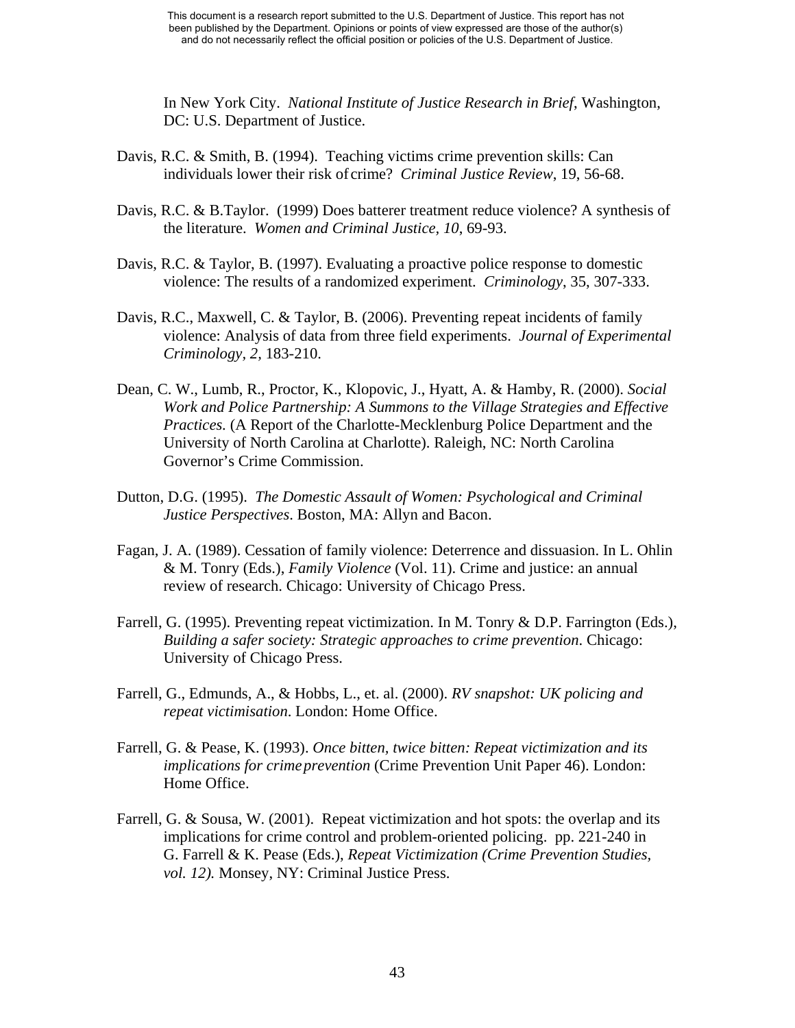In New York City. *National Institute of Justice Research in Brief*, Washington, DC: U.S. Department of Justice.

Davis, R.C. & Smith, B. (1994). Teaching victims crime prevention skills: Can individuals lower their risk of crime? *Criminal Justice Review*, 19, 56-68.

Davis, R.C. & B.Taylor. (1999) Does batterer treatment reduce violence? A synthesis of the literature. *Women and Criminal Justice, 10*, 69-93.

Davis, R.C. & Taylor, B. (1997). Evaluating a proactive police response to domestic violence: The results of a randomized experiment. *Criminology*, 35, 307-333.

Davis, R.C., Maxwell, C. & Taylor, B. (2006). Preventing repeat incidents of family violence: Analysis of data from three field experiments. *Journal of Experimental Criminology, 2*, 183-210.

Dean, C. W., Lumb, R., Proctor, K., Klopovic, J., Hyatt, A. & Hamby, R. (2000). *Social Work and Police Partnership: A Summons to the Village Strategies and Effective Practices.* (A Report of the Charlotte-Mecklenburg Police Department and the University of North Carolina at Charlotte). Raleigh, NC: North Carolina Governor's Crime Commission.

Dutton, D.G. (1995). *The Domestic Assault of Women: Psychological and Criminal Justice Perspectives*. Boston, MA: Allyn and Bacon.

Fagan, J. A. (1989). Cessation of family violence: Deterrence and dissuasion. In L. Ohlin & M. Tonry (Eds.), *Family Violence* (Vol. 11). Crime and justice: an annual review of research. Chicago: University of Chicago Press.

Farrell, G. (1995). Preventing repeat victimization. In M. Tonry & D.P. Farrington (Eds.), *Building a safer society: Strategic approaches to crime prevention*. Chicago: University of Chicago Press.

Farrell, G., Edmunds, A., & Hobbs, L., et. al. (2000). *RV snapshot: UK policing and repeat victimisation*. London: Home Office.

Farrell, G. & Pease, K. (1993). *Once bitten, twice bitten: Repeat victimization and its implications for crime prevention* (Crime Prevention Unit Paper 46). London: Home Office.

Farrell, G. & Sousa, W. (2001). Repeat victimization and hot spots: the overlap and its implications for crime control and problem-oriented policing. pp. 221-240 in G. Farrell & K. Pease (Eds.), *Repeat Victimization (Crime Prevention Studies, vol. 12).* Monsey, NY: Criminal Justice Press.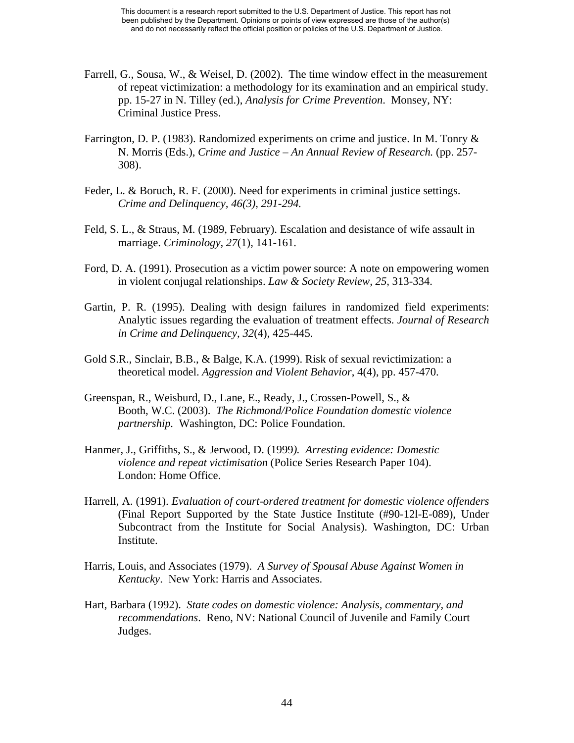Farrell, G., Sousa, W., & Weisel, D. (2002). The time window effect in the measurement of repeat victimization: a methodology for its examination and an empirical study. pp. 15-27 in N. Tilley (ed.), *Analysis for Crime Prevention*. Monsey, NY: Criminal Justice Press.

Farrington, D. P. (1983). Randomized experiments on crime and justice. In M. Tonry & N. Morris (Eds.), *Crime and Justice – An Annual Review of Research.* (pp. 257-308).

Feder, L. & Boruch, R. F. (2000). Need for experiments in criminal justice settings. *Crime and Delinquency, 46(3), 291-294.*

Feld, S. L., & Straus, M. (1989, February). Escalation and desistance of wife assault in marriage. *Criminology, 27*(1), 141-161.

Ford, D. A. (1991). Prosecution as a victim power source: A note on empowering women in violent conjugal relationships. *Law & Society Review, 25,* 313-334.

Gartin, P. R. (1995). Dealing with design failures in randomized field experiments: Analytic issues regarding the evaluation of treatment effects. *Journal of Research in Crime and Delinquency, 32*(4), 425-445.

Gold S.R., Sinclair, B.B., & Balge, K.A. (1999). Risk of sexual revictimization: a theoretical model. *Aggression and Violent Behavior,* 4(4), pp. 457-470.

Greenspan, R., Weisburd, D., Lane, E., Ready, J., Crossen-Powell, S., & Booth, W.C. (2003). *The Richmond/Police Foundation domestic violence partnership.* Washington, DC: Police Foundation.

Hanmer, J., Griffiths, S., & Jerwood, D. (1999*). Arresting evidence: Domestic violence and repeat victimisation* (Police Series Research Paper 104). London: Home Office.

Harrell, A. (1991). *Evaluation of court-ordered treatment for domestic violence offenders* (Final Report Supported by the State Justice Institute (#90-12l-E-089), Under Subcontract from the Institute for Social Analysis). Washington, DC: Urban Institute.

Harris, Louis, and Associates (1979). *A Survey of Spousal Abuse Against Women in Kentucky*. New York: Harris and Associates.

Hart, Barbara (1992). *State codes on domestic violence: Analysis, commentary, and recommendations*. Reno, NV: National Council of Juvenile and Family Court Judges.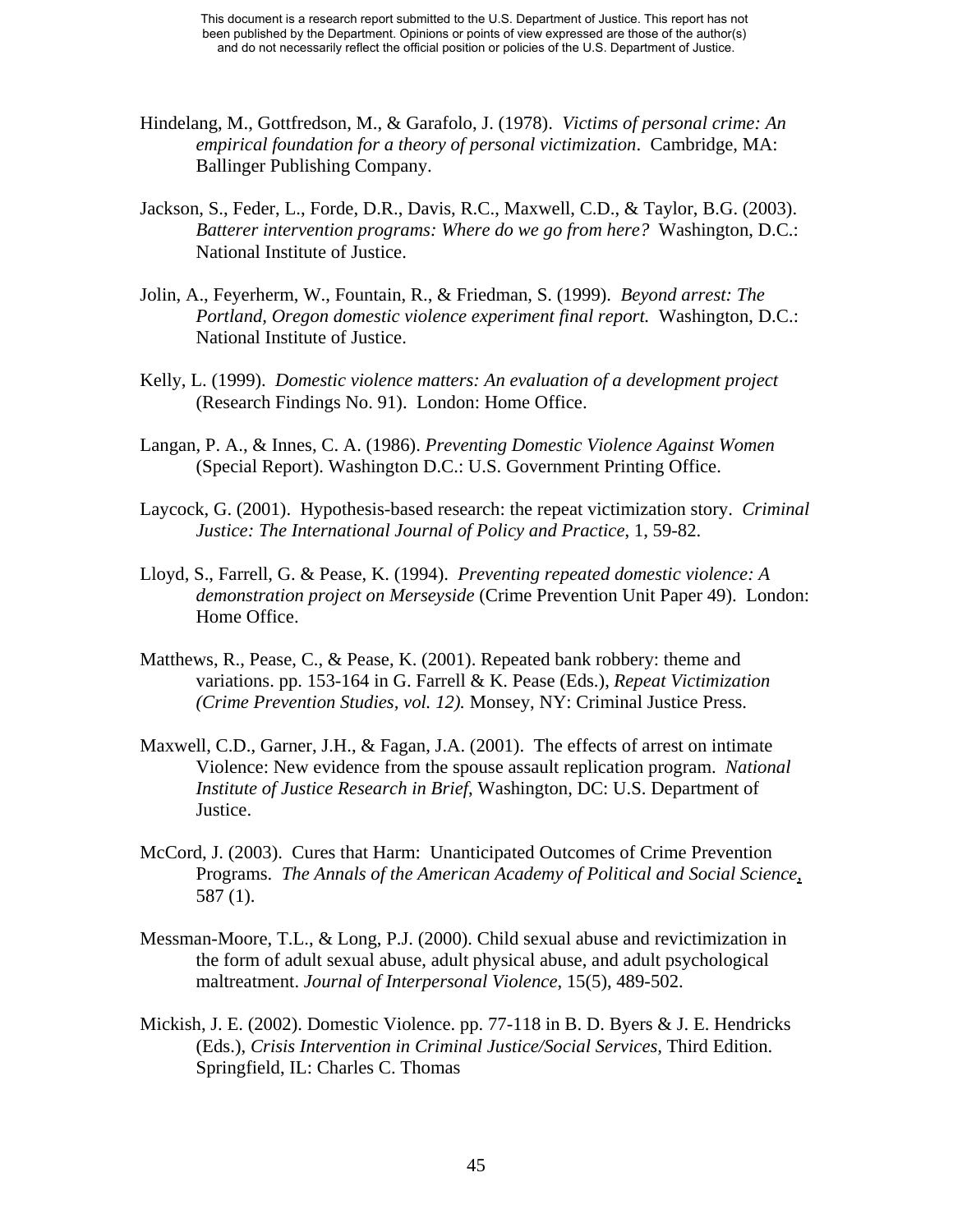Hindelang, M., Gottfredson, M., & Garafolo, J. (1978). *Victims of personal crime: An empirical foundation for a theory of personal victimization*. Cambridge, MA: Ballinger Publishing Company.

Jackson, S., Feder, L., Forde, D.R., Davis, R.C., Maxwell, C.D., & Taylor, B.G. (2003). *Batterer intervention programs: Where do we go from here?* Washington, D.C.: National Institute of Justice.

Jolin, A., Feyerherm, W., Fountain, R., & Friedman, S. (1999). *Beyond arrest: The Portland, Oregon domestic violence experiment final report.* Washington, D.C.: National Institute of Justice.

Kelly, L. (1999). *Domestic violence matters: An evaluation of a development project* (Research Findings No. 91). London: Home Office.

Langan, P. A., & Innes, C. A. (1986). *Preventing Domestic Violence Against Women* (Special Report). Washington D.C.: U.S. Government Printing Office.

Laycock, G. (2001). Hypothesis-based research: the repeat victimization story. *Criminal Justice: The International Journal of Policy and Practice*, 1, 59-82.

Lloyd, S., Farrell, G. & Pease, K. (1994). *Preventing repeated domestic violence: A demonstration project on Merseyside* (Crime Prevention Unit Paper 49). London: Home Office.

Matthews, R., Pease, C., & Pease, K. (2001). Repeated bank robbery: theme and variations. pp. 153-164 in G. Farrell & K. Pease (Eds.), *Repeat Victimization (Crime Prevention Studies, vol. 12).* Monsey, NY: Criminal Justice Press.

Maxwell, C.D., Garner, J.H., & Fagan, J.A. (2001). The effects of arrest on intimate Violence: New evidence from the spouse assault replication program. *National Institute of Justice Research in Brief*, Washington, DC: U.S. Department of Justice.

McCord, J. (2003). Cures that Harm: Unanticipated Outcomes of Crime Prevention Programs. *The Annals of the American Academy of Political and Social Science*, 587 (1).

Messman-Moore, T.L., & Long, P.J. (2000). Child sexual abuse and revictimization in the form of adult sexual abuse, adult physical abuse, and adult psychological maltreatment. *Journal of Interpersonal Violence*, 15(5), 489-502.

Mickish, J. E. (2002). Domestic Violence. pp. 77-118 in B. D. Byers & J. E. Hendricks (Eds.), *Crisis Intervention in Criminal Justice/Social Services*, Third Edition. Springfield, IL: Charles C. Thomas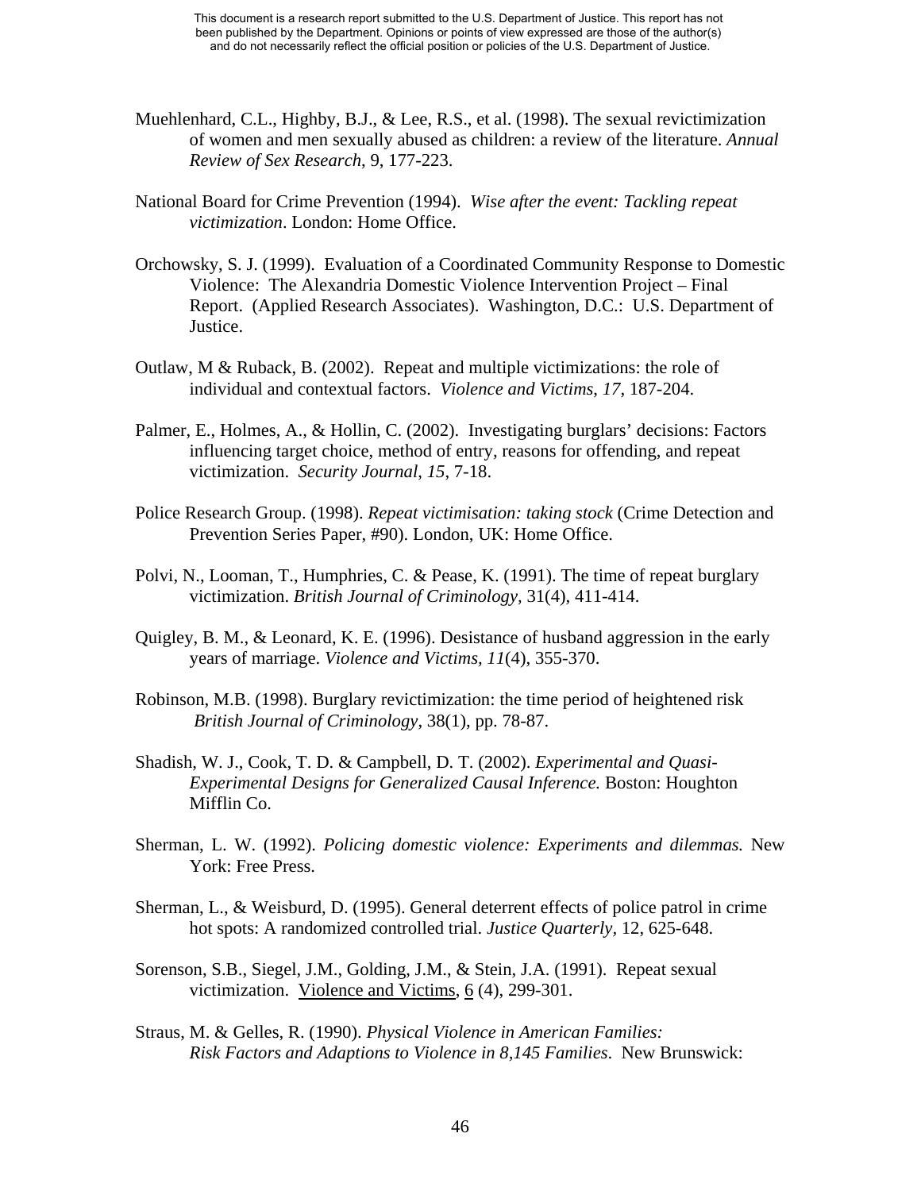Muehlenhard, C.L., Highby, B.J., & Lee, R.S., et al. (1998). The sexual revictimization of women and men sexually abused as children: a review of the literature. *Annual Review of Sex Research*, 9, 177-223.

National Board for Crime Prevention (1994). *Wise after the event: Tackling repeat victimization*. London: Home Office.

Orchowsky, S. J. (1999). Evaluation of a Coordinated Community Response to Domestic Violence: The Alexandria Domestic Violence Intervention Project – Final Report. (Applied Research Associates). Washington, D.C.: U.S. Department of Justice.

Outlaw, M & Ruback, B. (2002). Repeat and multiple victimizations: the role of individual and contextual factors. *Violence and Victims*, *17*, 187-204.

Palmer, E., Holmes, A., & Hollin, C. (2002). Investigating burglars' decisions: Factors influencing target choice, method of entry, reasons for offending, and repeat victimization. *Security Journal*, *15*, 7-18.

Police Research Group. (1998). *Repeat victimisation: taking stock* (Crime Detection and Prevention Series Paper, #90). London, UK: Home Office.

Polvi, N., Looman, T., Humphries, C. & Pease, K. (1991). The time of repeat burglary victimization. *British Journal of Criminology*, 31(4), 411-414.

Quigley, B. M., & Leonard, K. E. (1996). Desistance of husband aggression in the early years of marriage. *Violence and Victims, 11*(4), 355-370.

Robinson, M.B. (1998). Burglary revictimization: the time period of heightened risk *British Journal of Criminology*, 38(1), pp. 78-87.

Shadish, W. J., Cook, T. D. & Campbell, D. T. (2002). *Experimental and Quasi-Experimental Designs for Generalized Causal Inference.* Boston: Houghton Mifflin Co.

Sherman, L. W. (1992). *Policing domestic violence: Experiments and dilemmas.* New York: Free Press.

Sherman, L., & Weisburd, D. (1995). General deterrent effects of police patrol in crime hot spots: A randomized controlled trial. *Justice Quarterly*, 12, 625-648.

Sorenson, S.B., Siegel, J.M., Golding, J.M., & Stein, J.A. (1991). Repeat sexual victimization. Violence and Victims, 6 (4), 299-301.

Straus, M. & Gelles, R. (1990). *Physical Violence in American Families: Risk Factors and Adaptions to Violence in 8,145 Families*. New Brunswick: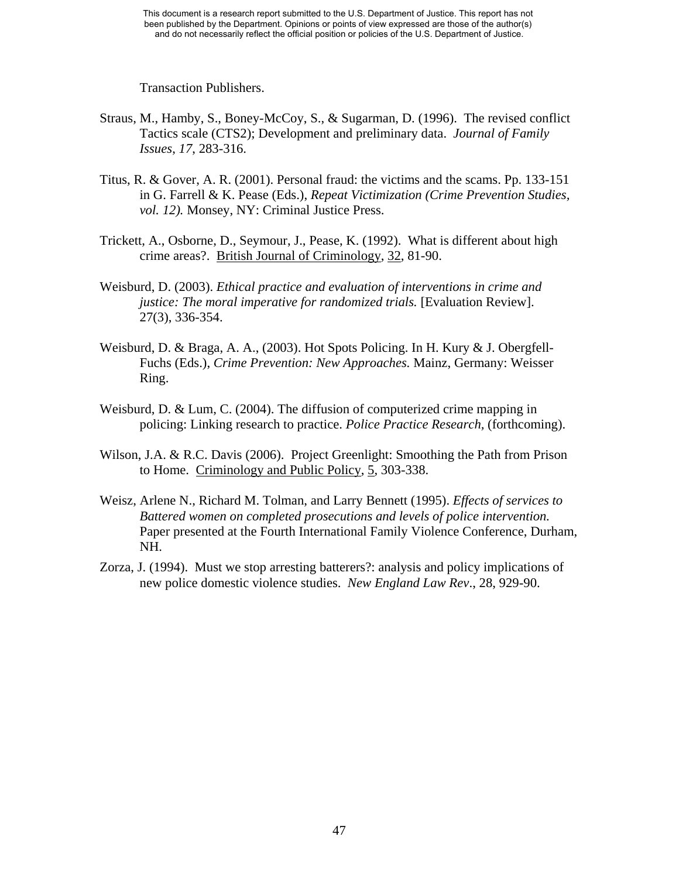Transaction Publishers.

Straus, M., Hamby, S., Boney-McCoy, S., & Sugarman, D. (1996). The revised conflict Tactics scale (CTS2); Development and preliminary data. *Journal of Family Issues*, *17*, 283-316.

Titus, R. & Gover, A. R. (2001). Personal fraud: the victims and the scams. Pp. 133-151 in G. Farrell & K. Pease (Eds.), *Repeat Victimization (Crime Prevention Studies, vol. 12).* Monsey, NY: Criminal Justice Press.

Trickett, A., Osborne, D., Seymour, J., Pease, K. (1992). What is different about high crime areas?. British Journal of Criminology, 32, 81-90.

Weisburd, D. (2003). *Ethical practice and evaluation of interventions in crime and justice: The moral imperative for randomized trials.* [Evaluation Review]. 27(3), 336-354.

Weisburd, D. & Braga, A. A., (2003). Hot Spots Policing. In H. Kury & J. Obergfell-Fuchs (Eds.), *Crime Prevention: New Approaches.* Mainz, Germany: Weisser Ring.

Weisburd, D. & Lum, C. (2004). The diffusion of computerized crime mapping in policing: Linking research to practice. *Police Practice Research,* (forthcoming).

Wilson, J.A. & R.C. Davis (2006). Project Greenlight: Smoothing the Path from Prison to Home. Criminology and Public Policy, 5, 303-338.

Weisz, Arlene N., Richard M. Tolman, and Larry Bennett (1995). *Effects of services to Battered women on completed prosecutions and levels of police intervention.* Paper presented at the Fourth International Family Violence Conference, Durham, NH.

Zorza, J. (1994). Must we stop arresting batterers?: analysis and policy implications of new police domestic violence studies. *New England Law Rev*., 28, 929-90.